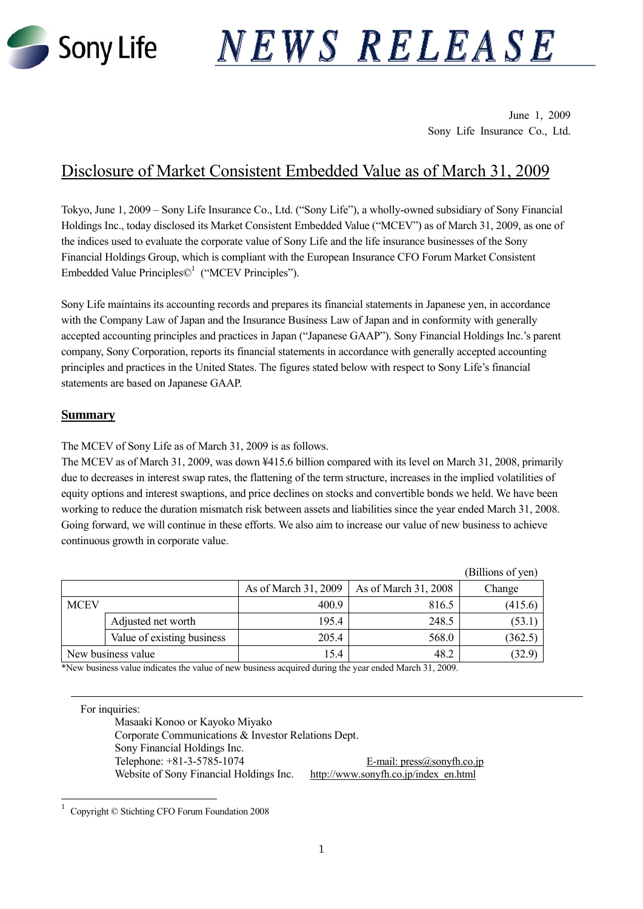Sony Life

# NEWS RELEASE

June 1, 2009
Sony Life Insurance Co., Ltd.

## Disclosure of Market Consistent Embedded Value as of March 31, 2009

Tokyo, June 1, 2009 – Sony Life Insurance Co., Ltd. ("Sony Life"), a wholly-owned subsidiary of Sony Financial Holdings Inc., today disclosed its Market Consistent Embedded Value ("MCEV") as of March 31, 2009, as one of the indices used to evaluate the corporate value of Sony Life and the life insurance businesses of the Sony Financial Holdings Group, which is compliant with the European Insurance CFO Forum Market Consistent Embedded Value Principles©[1] ("MCEV Principles").

Sony Life maintains its accounting records and prepares its financial statements in Japanese yen, in accordance with the Company Law of Japan and the Insurance Business Law of Japan and in conformity with generally accepted accounting principles and practices in Japan ("Japanese GAAP"). Sony Financial Holdings Inc.'s parent company, Sony Corporation, reports its financial statements in accordance with generally accepted accounting principles and practices in the United States. The figures stated below with respect to Sony Life's financial statements are based on Japanese GAAP.

### Summary

The MCEV of Sony Life as of March 31, 2009 is as follows.
The MCEV as of March 31, 2009, was down ¥415.6 billion compared with its level on March 31, 2008, primarily due to decreases in interest swap rates, the flattening of the term structure, increases in the implied volatilities of equity options and interest swaptions, and price declines on stocks and convertible bonds we held. We have been working to reduce the duration mismatch risk between assets and liabilities since the year ended March 31, 2008. Going forward, we will continue in these efforts. We also aim to increase our value of new business to achieve continuous growth in corporate value.

(Billions of yen)

| | | As of March 31, 2009 | As of March 31, 2008 | Change |
|---|---|---|---|---|
| MCEV | | 400.9 | 816.5 | (415.6) |
| | Adjusted net worth | 195.4 | 248.5 | (53.1) |
| | Value of existing business | 205.4 | 568.0 | (362.5) |
| New business value | | 15.4 | 48.2 | (32.9) |

*New business value indicates the value of new business acquired during the year ended March 31, 2009.

---

For inquiries:
Masaaki Konoo or Kayoko Miyako
Corporate Communications & Investor Relations Dept.
Sony Financial Holdings Inc.
Telephone: +81-3-5785-1074 E-mail: press@sonyfh.co.jp
Website of Sony Financial Holdings Inc. http://www.sonyfh.co.jp/index_en.html

[1] Copyright © Stichting CFO Forum Foundation 2008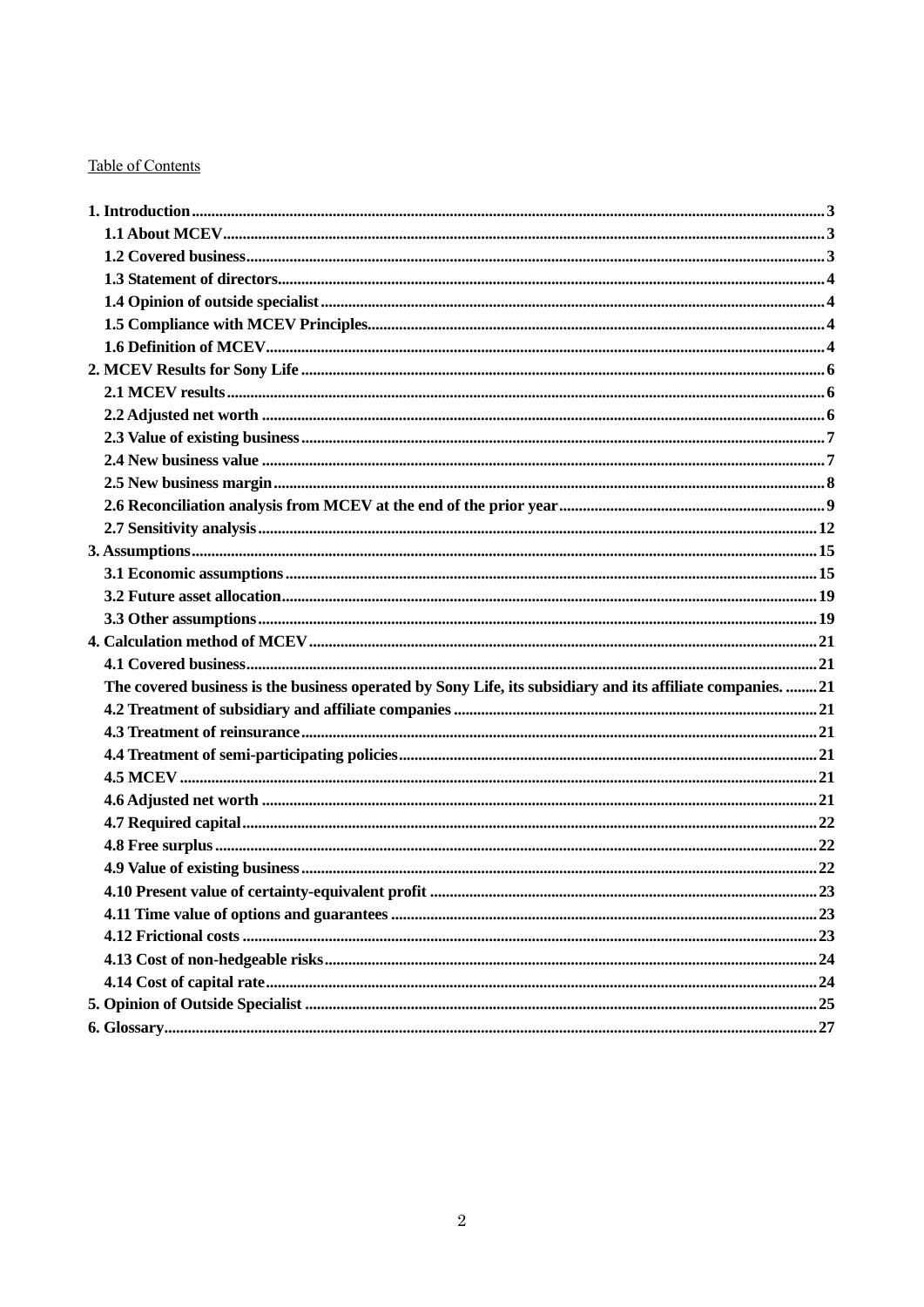Table of Contents

1. Introduction.......................................................................................................................................... 3
   - 1.1 About MCEV.................................................................................................................................. 3
   - 1.2 Covered business.......................................................................................................................... 3
   - 1.3 Statement of directors.................................................................................................................... 4
   - 1.4 Opinion of outside specialist........................................................................................................ 4
   - 1.5 Compliance with MCEV Principles.............................................................................................. 4
   - 1.6 Definition of MCEV...................................................................................................................... 4
2. MCEV Results for Sony Life.................................................................................................................. 6
   - 2.1 MCEV results................................................................................................................................ 6
   - 2.2 Adjusted net worth ....................................................................................................................... 6
   - 2.3 Value of existing business............................................................................................................. 7
   - 2.4 New business value ...................................................................................................................... 7
   - 2.5 New business margin.................................................................................................................... 8
   - 2.6 Reconciliation analysis from MCEV at the end of the prior year................................................. 9
   - 2.7 Sensitivity analysis...................................................................................................................... 12
3. Assumptions........................................................................................................................................ 15
   - 3.1 Economic assumptions................................................................................................................ 15
   - 3.2 Future asset allocation................................................................................................................. 19
   - 3.3 Other assumptions....................................................................................................................... 19
4. Calculation method of MCEV.............................................................................................................. 21
   - 4.1 Covered business......................................................................................................................... 21
   - The covered business is the business operated by Sony Life, its subsidiary and its affiliate companies. ........ 21
   - 4.2 Treatment of subsidiary and affiliate companies......................................................................... 21
   - 4.3 Treatment of reinsurance............................................................................................................. 21
   - 4.4 Treatment of semi-participating policies..................................................................................... 21
   - 4.5 MCEV ......................................................................................................................................... 21
   - 4.6 Adjusted net worth ..................................................................................................................... 21
   - 4.7 Required capital.......................................................................................................................... 22
   - 4.8 Free surplus................................................................................................................................. 22
   - 4.9 Value of existing business........................................................................................................... 22
   - 4.10 Present value of certainty-equivalent profit .............................................................................. 23
   - 4.11 Time value of options and guarantees ...................................................................................... 23
   - 4.12 Frictional costs .......................................................................................................................... 23
   - 4.13 Cost of non-hedgeable risks....................................................................................................... 24
   - 4.14 Cost of capital rate..................................................................................................................... 24
5. Opinion of Outside Specialist .............................................................................................................. 25
6. Glossary............................................................................................................................................... 27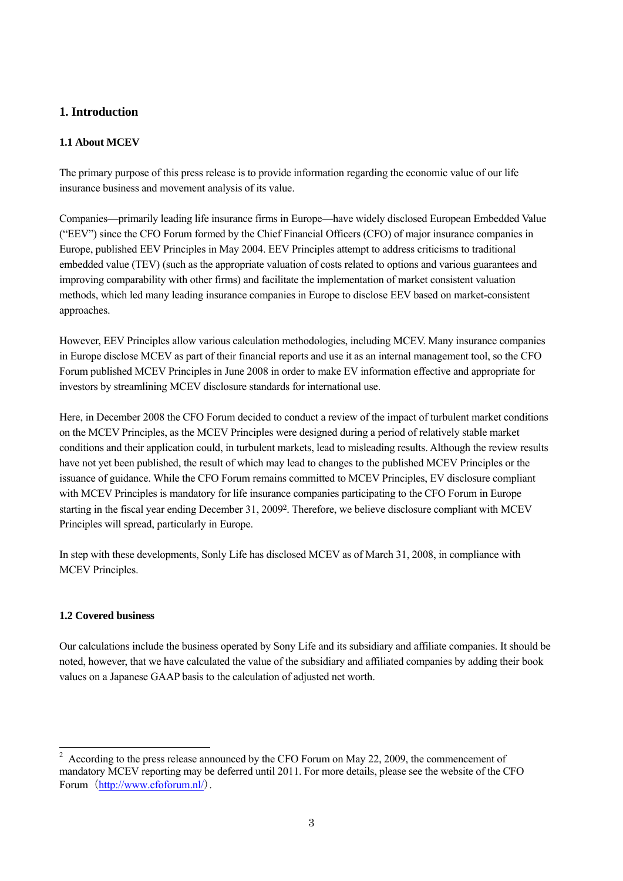# 1. Introduction

## 1.1 About MCEV

The primary purpose of this press release is to provide information regarding the economic value of our life insurance business and movement analysis of its value.

Companies—primarily leading life insurance firms in Europe—have widely disclosed European Embedded Value ("EEV") since the CFO Forum formed by the Chief Financial Officers (CFO) of major insurance companies in Europe, published EEV Principles in May 2004. EEV Principles attempt to address criticisms to traditional embedded value (TEV) (such as the appropriate valuation of costs related to options and various guarantees and improving comparability with other firms) and facilitate the implementation of market consistent valuation methods, which led many leading insurance companies in Europe to disclose EEV based on market-consistent approaches.

However, EEV Principles allow various calculation methodologies, including MCEV. Many insurance companies in Europe disclose MCEV as part of their financial reports and use it as an internal management tool, so the CFO Forum published MCEV Principles in June 2008 in order to make EV information effective and appropriate for investors by streamlining MCEV disclosure standards for international use.

Here, in December 2008 the CFO Forum decided to conduct a review of the impact of turbulent market conditions on the MCEV Principles, as the MCEV Principles were designed during a period of relatively stable market conditions and their application could, in turbulent markets, lead to misleading results. Although the review results have not yet been published, the result of which may lead to changes to the published MCEV Principles or the issuance of guidance. While the CFO Forum remains committed to MCEV Principles, EV disclosure compliant with MCEV Principles is mandatory for life insurance companies participating to the CFO Forum in Europe starting in the fiscal year ending December 31, 2009[2]. Therefore, we believe disclosure compliant with MCEV Principles will spread, particularly in Europe.

In step with these developments, Sonly Life has disclosed MCEV as of March 31, 2008, in compliance with MCEV Principles.

## 1.2 Covered business

Our calculations include the business operated by Sony Life and its subsidiary and affiliate companies. It should be noted, however, that we have calculated the value of the subsidiary and affiliated companies by adding their book values on a Japanese GAAP basis to the calculation of adjusted net worth.

[2] According to the press release announced by the CFO Forum on May 22, 2009, the commencement of mandatory MCEV reporting may be deferred until 2011. For more details, please see the website of the CFO Forum（http://www.cfoforum.nl/）.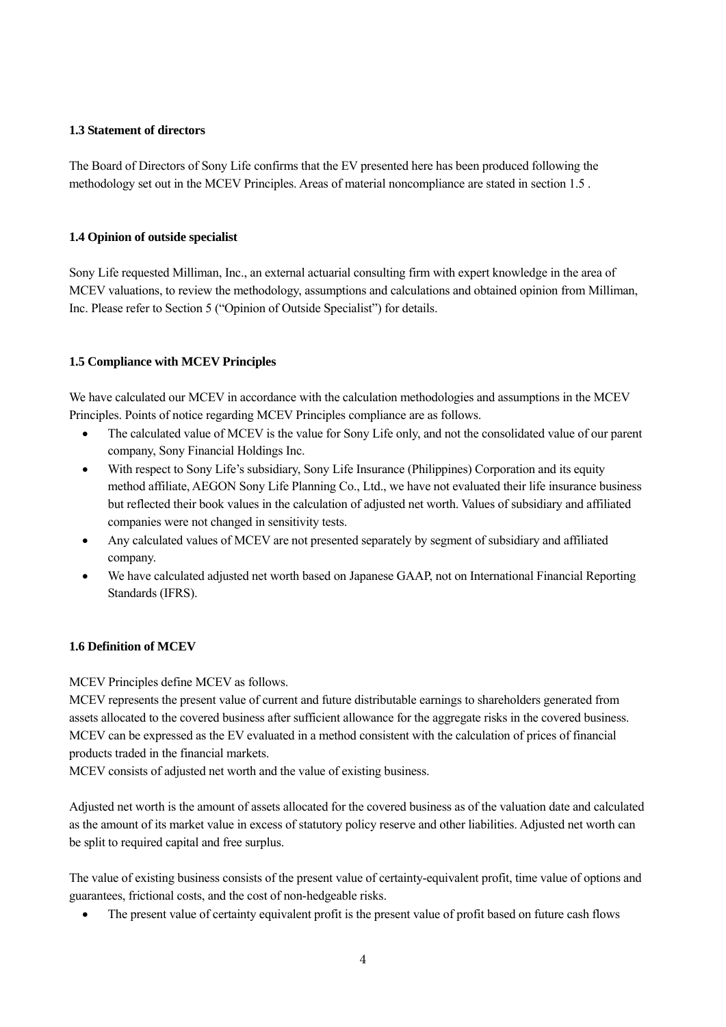### 1.3 Statement of directors

The Board of Directors of Sony Life confirms that the EV presented here has been produced following the methodology set out in the MCEV Principles. Areas of material noncompliance are stated in section 1.5 .

### 1.4 Opinion of outside specialist

Sony Life requested Milliman, Inc., an external actuarial consulting firm with expert knowledge in the area of MCEV valuations, to review the methodology, assumptions and calculations and obtained opinion from Milliman, Inc. Please refer to Section 5 ("Opinion of Outside Specialist") for details.

### 1.5 Compliance with MCEV Principles

We have calculated our MCEV in accordance with the calculation methodologies and assumptions in the MCEV Principles. Points of notice regarding MCEV Principles compliance are as follows.

- The calculated value of MCEV is the value for Sony Life only, and not the consolidated value of our parent company, Sony Financial Holdings Inc.
- With respect to Sony Life's subsidiary, Sony Life Insurance (Philippines) Corporation and its equity method affiliate, AEGON Sony Life Planning Co., Ltd., we have not evaluated their life insurance business but reflected their book values in the calculation of adjusted net worth. Values of subsidiary and affiliated companies were not changed in sensitivity tests.
- Any calculated values of MCEV are not presented separately by segment of subsidiary and affiliated company.
- We have calculated adjusted net worth based on Japanese GAAP, not on International Financial Reporting Standards (IFRS).

### 1.6 Definition of MCEV

MCEV Principles define MCEV as follows.
MCEV represents the present value of current and future distributable earnings to shareholders generated from assets allocated to the covered business after sufficient allowance for the aggregate risks in the covered business. MCEV can be expressed as the EV evaluated in a method consistent with the calculation of prices of financial products traded in the financial markets.
MCEV consists of adjusted net worth and the value of existing business.

Adjusted net worth is the amount of assets allocated for the covered business as of the valuation date and calculated as the amount of its market value in excess of statutory policy reserve and other liabilities. Adjusted net worth can be split to required capital and free surplus.

The value of existing business consists of the present value of certainty-equivalent profit, time value of options and guarantees, frictional costs, and the cost of non-hedgeable risks.

- The present value of certainty equivalent profit is the present value of profit based on future cash flows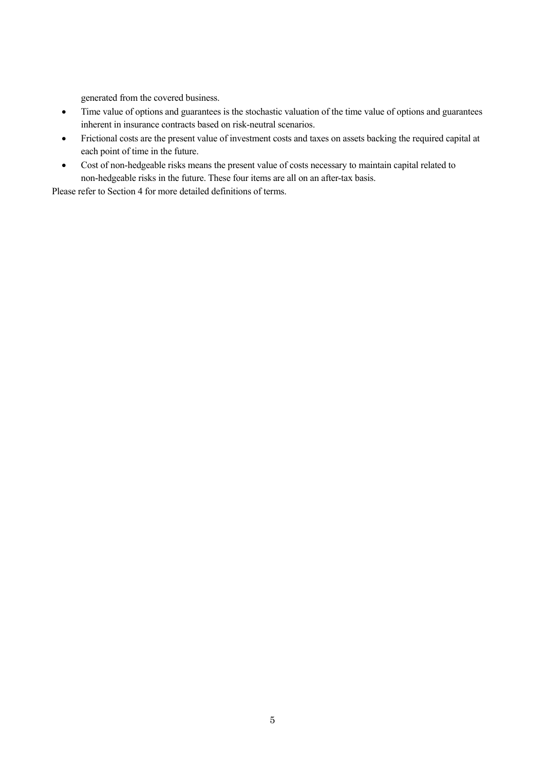generated from the covered business.

- Time value of options and guarantees is the stochastic valuation of the time value of options and guarantees inherent in insurance contracts based on risk-neutral scenarios.
- Frictional costs are the present value of investment costs and taxes on assets backing the required capital at each point of time in the future.
- Cost of non-hedgeable risks means the present value of costs necessary to maintain capital related to non-hedgeable risks in the future. These four items are all on an after-tax basis.

Please refer to Section 4 for more detailed definitions of terms.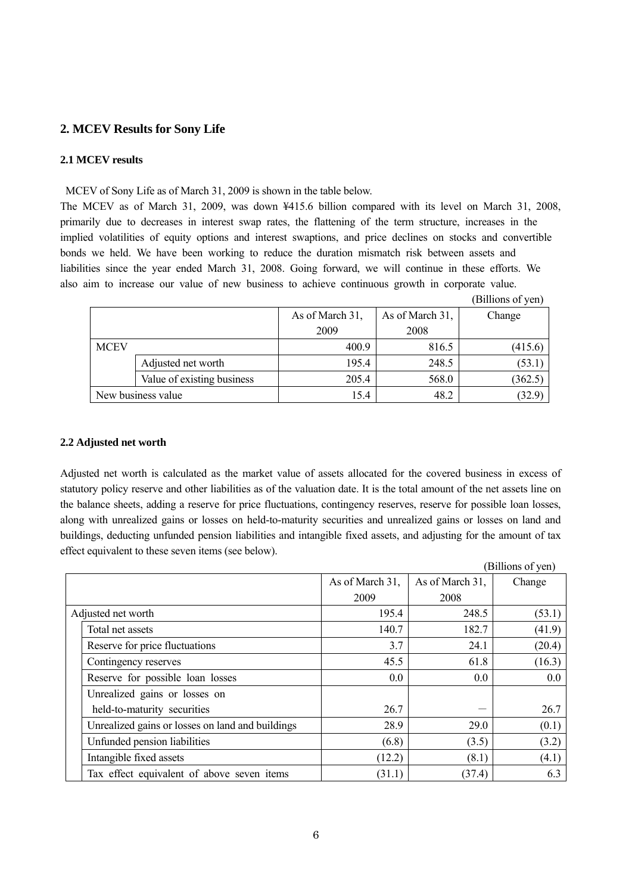## 2. MCEV Results for Sony Life

### 2.1 MCEV results

MCEV of Sony Life as of March 31, 2009 is shown in the table below.

The MCEV as of March 31, 2009, was down ¥415.6 billion compared with its level on March 31, 2008, primarily due to decreases in interest swap rates, the flattening of the term structure, increases in the implied volatilities of equity options and interest swaptions, and price declines on stocks and convertible bonds we held. We have been working to reduce the duration mismatch risk between assets and liabilities since the year ended March 31, 2008. Going forward, we will continue in these efforts. We also aim to increase our value of new business to achieve continuous growth in corporate value.

(Billions of yen)

| | | As of March 31, 2009 | As of March 31, 2008 | Change |
|---|---|---|---|---|
| MCEV | | 400.9 | 816.5 | (415.6) |
| | Adjusted net worth | 195.4 | 248.5 | (53.1) |
| | Value of existing business | 205.4 | 568.0 | (362.5) |
| New business value | | 15.4 | 48.2 | (32.9) |

### 2.2 Adjusted net worth

Adjusted net worth is calculated as the market value of assets allocated for the covered business in excess of statutory policy reserve and other liabilities as of the valuation date. It is the total amount of the net assets line on the balance sheets, adding a reserve for price fluctuations, contingency reserves, reserve for possible loan losses, along with unrealized gains or losses on held-to-maturity securities and unrealized gains or losses on land and buildings, deducting unfunded pension liabilities and intangible fixed assets, and adjusting for the amount of tax effect equivalent to these seven items (see below).

(Billions of yen)

| | | As of March 31, 2009 | As of March 31, 2008 | Change |
|---|---|---|---|---|
| Adjusted net worth | | 195.4 | 248.5 | (53.1) |
| | Total net assets | 140.7 | 182.7 | (41.9) |
| | Reserve for price fluctuations | 3.7 | 24.1 | (20.4) |
| | Contingency reserves | 45.5 | 61.8 | (16.3) |
| | Reserve for possible loan losses | 0.0 | 0.0 | 0.0 |
| | Unrealized gains or losses on held-to-maturity securities | 26.7 | ― | 26.7 |
| | Unrealized gains or losses on land and buildings | 28.9 | 29.0 | (0.1) |
| | Unfunded pension liabilities | (6.8) | (3.5) | (3.2) |
| | Intangible fixed assets | (12.2) | (8.1) | (4.1) |
| | Tax effect equivalent of above seven items | (31.1) | (37.4) | 6.3 |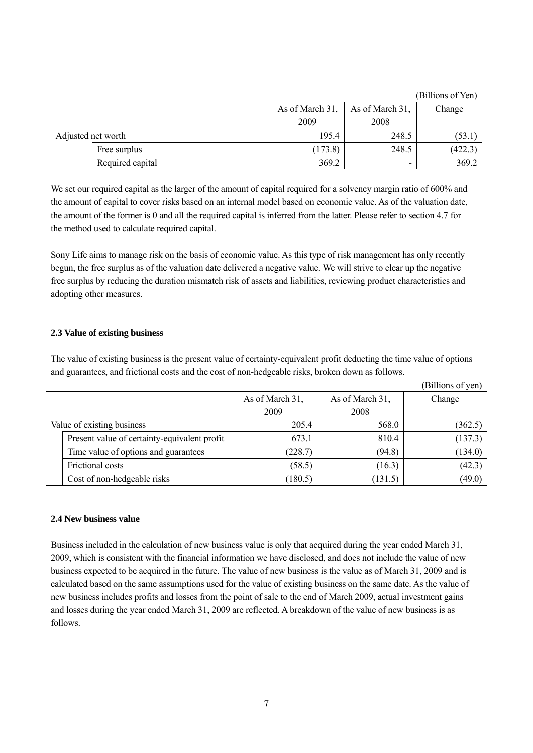(Billions of Yen)

| | | As of March 31, 2009 | As of March 31, 2008 | Change |
|---|---|---|---|---|
| Adjusted net worth | | 195.4 | 248.5 | (53.1) |
| | Free surplus | (173.8) | 248.5 | (422.3) |
| | Required capital | 369.2 | - | 369.2 |

We set our required capital as the larger of the amount of capital required for a solvency margin ratio of 600% and the amount of capital to cover risks based on an internal model based on economic value. As of the valuation date, the amount of the former is 0 and all the required capital is inferred from the latter. Please refer to section 4.7 for the method used to calculate required capital.

Sony Life aims to manage risk on the basis of economic value. As this type of risk management has only recently begun, the free surplus as of the valuation date delivered a negative value. We will strive to clear up the negative free surplus by reducing the duration mismatch risk of assets and liabilities, reviewing product characteristics and adopting other measures.

**2.3 Value of existing business**

The value of existing business is the present value of certainty-equivalent profit deducting the time value of options and guarantees, and frictional costs and the cost of non-hedgeable risks, broken down as follows.

(Billions of yen)

| | | As of March 31, 2009 | As of March 31, 2008 | Change |
|---|---|---|---|---|
| Value of existing business | | 205.4 | 568.0 | (362.5) |
| | Present value of certainty-equivalent profit | 673.1 | 810.4 | (137.3) |
| | Time value of options and guarantees | (228.7) | (94.8) | (134.0) |
| | Frictional costs | (58.5) | (16.3) | (42.3) |
| | Cost of non-hedgeable risks | (180.5) | (131.5) | (49.0) |

**2.4 New business value**

Business included in the calculation of new business value is only that acquired during the year ended March 31, 2009, which is consistent with the financial information we have disclosed, and does not include the value of new business expected to be acquired in the future. The value of new business is the value as of March 31, 2009 and is calculated based on the same assumptions used for the value of existing business on the same date. As the value of new business includes profits and losses from the point of sale to the end of March 2009, actual investment gains and losses during the year ended March 31, 2009 are reflected. A breakdown of the value of new business is as follows.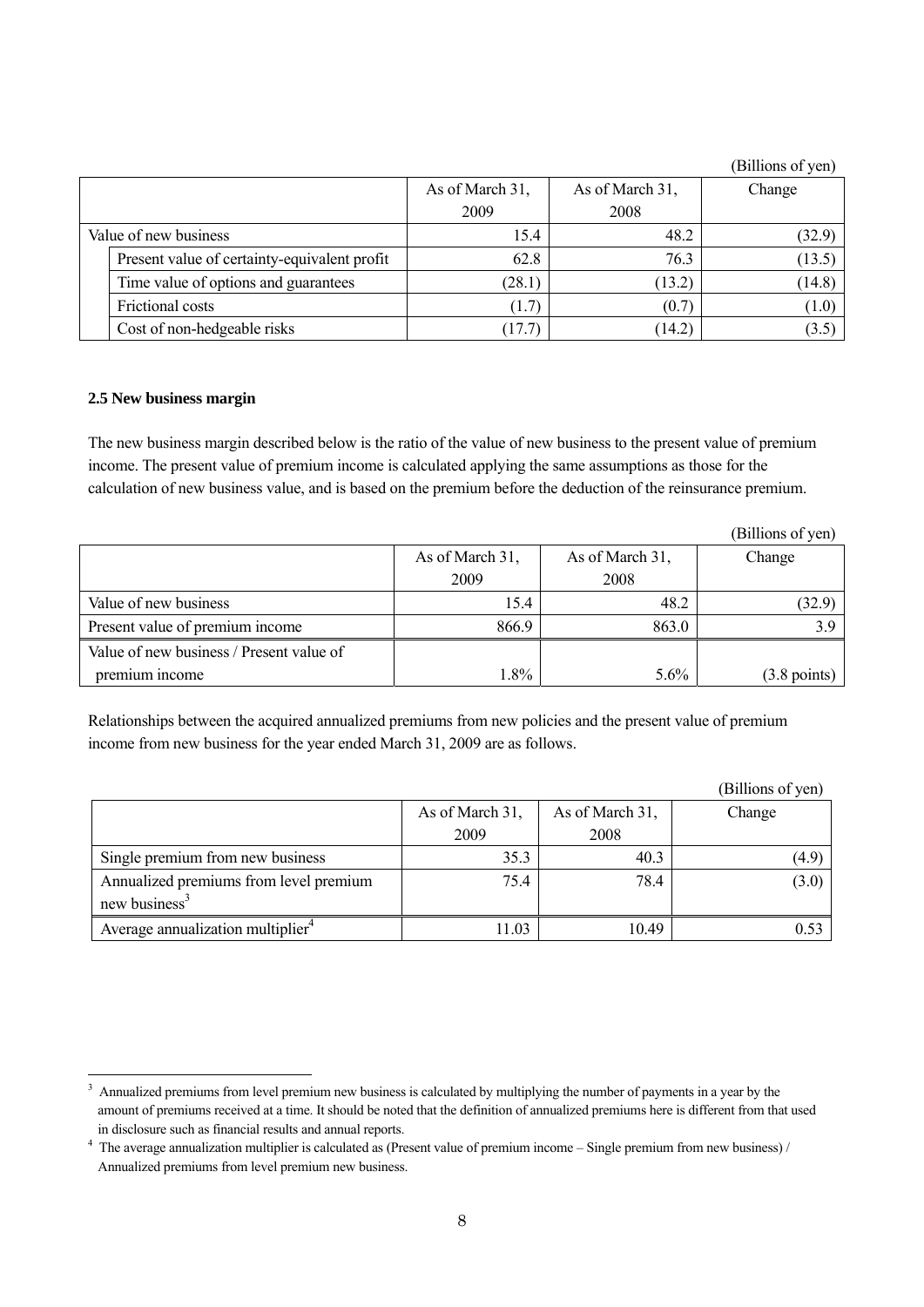(Billions of yen)

| | As of March 31, 2009 | As of March 31, 2008 | Change |
|---|---|---|---|
| Value of new business | 15.4 | 48.2 | (32.9) |
| Present value of certainty-equivalent profit | 62.8 | 76.3 | (13.5) |
| Time value of options and guarantees | (28.1) | (13.2) | (14.8) |
| Frictional costs | (1.7) | (0.7) | (1.0) |
| Cost of non-hedgeable risks | (17.7) | (14.2) | (3.5) |

**2.5 New business margin**

The new business margin described below is the ratio of the value of new business to the present value of premium income. The present value of premium income is calculated applying the same assumptions as those for the calculation of new business value, and is based on the premium before the deduction of the reinsurance premium.

(Billions of yen)

| | As of March 31, 2009 | As of March 31, 2008 | Change |
|---|---|---|---|
| Value of new business | 15.4 | 48.2 | (32.9) |
| Present value of premium income | 866.9 | 863.0 | 3.9 |
| Value of new business / Present value of premium income | 1.8% | 5.6% | (3.8 points) |

Relationships between the acquired annualized premiums from new policies and the present value of premium income from new business for the year ended March 31, 2009 are as follows.

(Billions of yen)

| | As of March 31, 2009 | As of March 31, 2008 | Change |
|---|---|---|---|
| Single premium from new business | 35.3 | 40.3 | (4.9) |
| Annualized premiums from level premium new business[3] | 75.4 | 78.4 | (3.0) |
| Average annualization multiplier[4] | 11.03 | 10.49 | 0.53 |

[3] Annualized premiums from level premium new business is calculated by multiplying the number of payments in a year by the amount of premiums received at a time. It should be noted that the definition of annualized premiums here is different from that used in disclosure such as financial results and annual reports.

[4] The average annualization multiplier is calculated as (Present value of premium income – Single premium from new business) / Annualized premiums from level premium new business.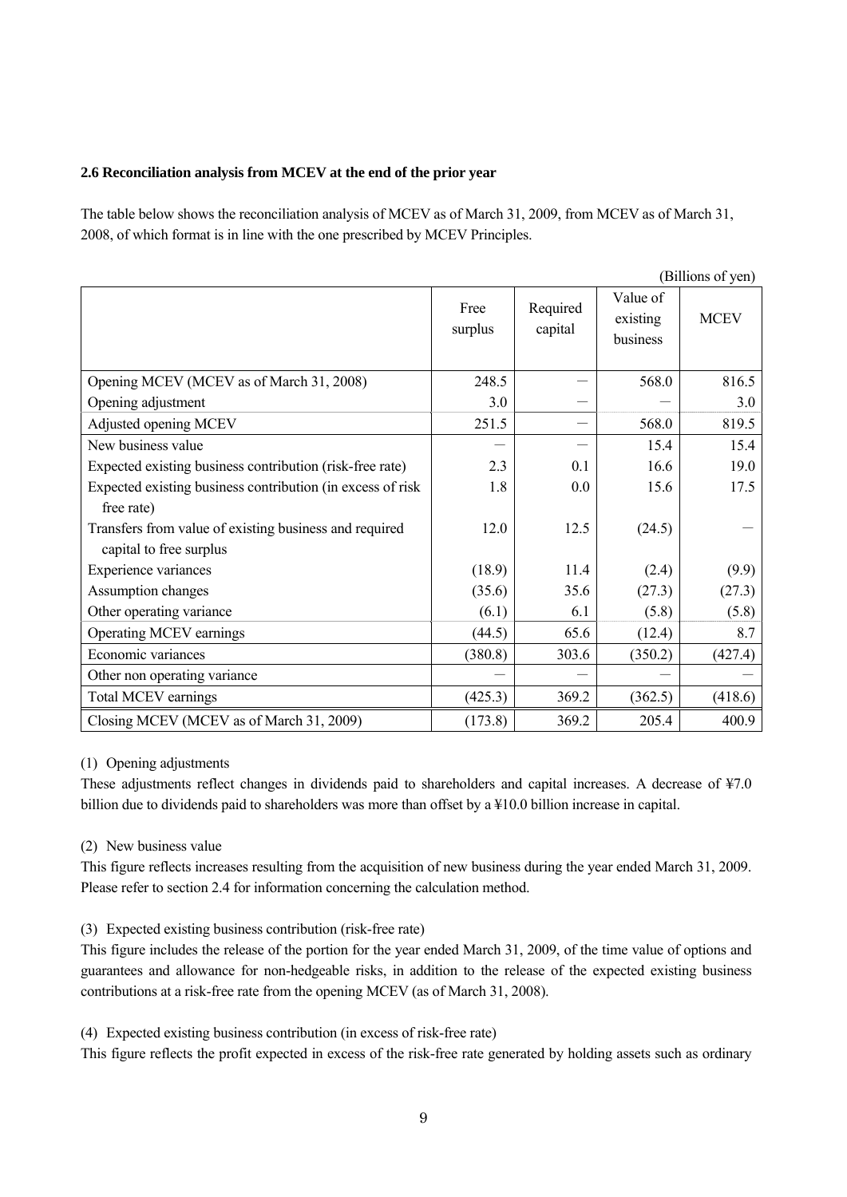## 2.6 Reconciliation analysis from MCEV at the end of the prior year

The table below shows the reconciliation analysis of MCEV as of March 31, 2009, from MCEV as of March 31, 2008, of which format is in line with the one prescribed by MCEV Principles.

(Billions of yen)

| | Free surplus | Required capital | Value of existing business | MCEV |
|---|---|---|---|---|
| Opening MCEV (MCEV as of March 31, 2008) | 248.5 | ― | 568.0 | 816.5 |
| Opening adjustment | 3.0 | ― | ― | 3.0 |
| Adjusted opening MCEV | 251.5 | ― | 568.0 | 819.5 |
| New business value | ― | ― | 15.4 | 15.4 |
| Expected existing business contribution (risk-free rate) | 2.3 | 0.1 | 16.6 | 19.0 |
| Expected existing business contribution (in excess of risk free rate) | 1.8 | 0.0 | 15.6 | 17.5 |
| Transfers from value of existing business and required capital to free surplus | 12.0 | 12.5 | (24.5) | ― |
| Experience variances | (18.9) | 11.4 | (2.4) | (9.9) |
| Assumption changes | (35.6) | 35.6 | (27.3) | (27.3) |
| Other operating variance | (6.1) | 6.1 | (5.8) | (5.8) |
| Operating MCEV earnings | (44.5) | 65.6 | (12.4) | 8.7 |
| Economic variances | (380.8) | 303.6 | (350.2) | (427.4) |
| Other non operating variance | ― | ― | ― | ― |
| Total MCEV earnings | (425.3) | 369.2 | (362.5) | (418.6) |
| Closing MCEV (MCEV as of March 31, 2009) | (173.8) | 369.2 | 205.4 | 400.9 |

(1) Opening adjustments

These adjustments reflect changes in dividends paid to shareholders and capital increases. A decrease of ¥7.0 billion due to dividends paid to shareholders was more than offset by a ¥10.0 billion increase in capital.

(2) New business value

This figure reflects increases resulting from the acquisition of new business during the year ended March 31, 2009. Please refer to section 2.4 for information concerning the calculation method.

(3) Expected existing business contribution (risk-free rate)

This figure includes the release of the portion for the year ended March 31, 2009, of the time value of options and guarantees and allowance for non-hedgeable risks, in addition to the release of the expected existing business contributions at a risk-free rate from the opening MCEV (as of March 31, 2008).

(4) Expected existing business contribution (in excess of risk-free rate)

This figure reflects the profit expected in excess of the risk-free rate generated by holding assets such as ordinary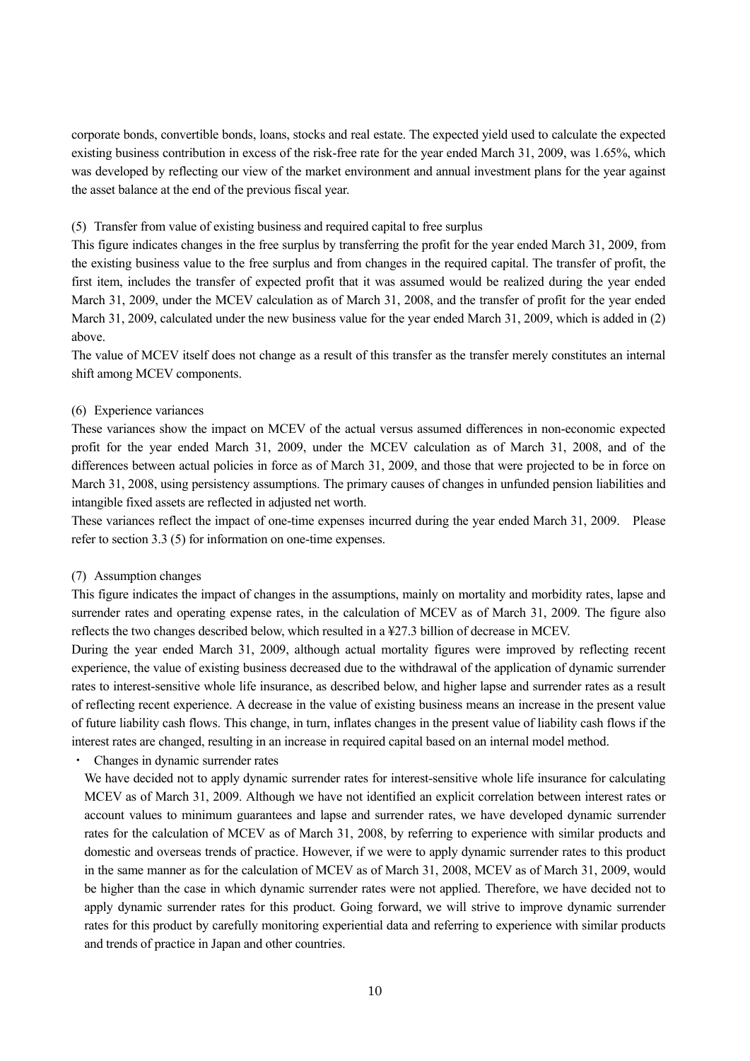corporate bonds, convertible bonds, loans, stocks and real estate. The expected yield used to calculate the expected existing business contribution in excess of the risk-free rate for the year ended March 31, 2009, was 1.65%, which was developed by reflecting our view of the market environment and annual investment plans for the year against the asset balance at the end of the previous fiscal year.

(5) Transfer from value of existing business and required capital to free surplus

This figure indicates changes in the free surplus by transferring the profit for the year ended March 31, 2009, from the existing business value to the free surplus and from changes in the required capital. The transfer of profit, the first item, includes the transfer of expected profit that it was assumed would be realized during the year ended March 31, 2009, under the MCEV calculation as of March 31, 2008, and the transfer of profit for the year ended March 31, 2009, calculated under the new business value for the year ended March 31, 2009, which is added in (2) above.

The value of MCEV itself does not change as a result of this transfer as the transfer merely constitutes an internal shift among MCEV components.

(6) Experience variances

These variances show the impact on MCEV of the actual versus assumed differences in non-economic expected profit for the year ended March 31, 2009, under the MCEV calculation as of March 31, 2008, and of the differences between actual policies in force as of March 31, 2009, and those that were projected to be in force on March 31, 2008, using persistency assumptions. The primary causes of changes in unfunded pension liabilities and intangible fixed assets are reflected in adjusted net worth.

These variances reflect the impact of one-time expenses incurred during the year ended March 31, 2009. Please refer to section 3.3 (5) for information on one-time expenses.

(7) Assumption changes

This figure indicates the impact of changes in the assumptions, mainly on mortality and morbidity rates, lapse and surrender rates and operating expense rates, in the calculation of MCEV as of March 31, 2009. The figure also reflects the two changes described below, which resulted in a ¥27.3 billion of decrease in MCEV.

During the year ended March 31, 2009, although actual mortality figures were improved by reflecting recent experience, the value of existing business decreased due to the withdrawal of the application of dynamic surrender rates to interest-sensitive whole life insurance, as described below, and higher lapse and surrender rates as a result of reflecting recent experience. A decrease in the value of existing business means an increase in the present value of future liability cash flows. This change, in turn, inflates changes in the present value of liability cash flows if the interest rates are changed, resulting in an increase in required capital based on an internal model method.

・ Changes in dynamic surrender rates

We have decided not to apply dynamic surrender rates for interest-sensitive whole life insurance for calculating MCEV as of March 31, 2009. Although we have not identified an explicit correlation between interest rates or account values to minimum guarantees and lapse and surrender rates, we have developed dynamic surrender rates for the calculation of MCEV as of March 31, 2008, by referring to experience with similar products and domestic and overseas trends of practice. However, if we were to apply dynamic surrender rates to this product in the same manner as for the calculation of MCEV as of March 31, 2008, MCEV as of March 31, 2009, would be higher than the case in which dynamic surrender rates were not applied. Therefore, we have decided not to apply dynamic surrender rates for this product. Going forward, we will strive to improve dynamic surrender rates for this product by carefully monitoring experiential data and referring to experience with similar products and trends of practice in Japan and other countries.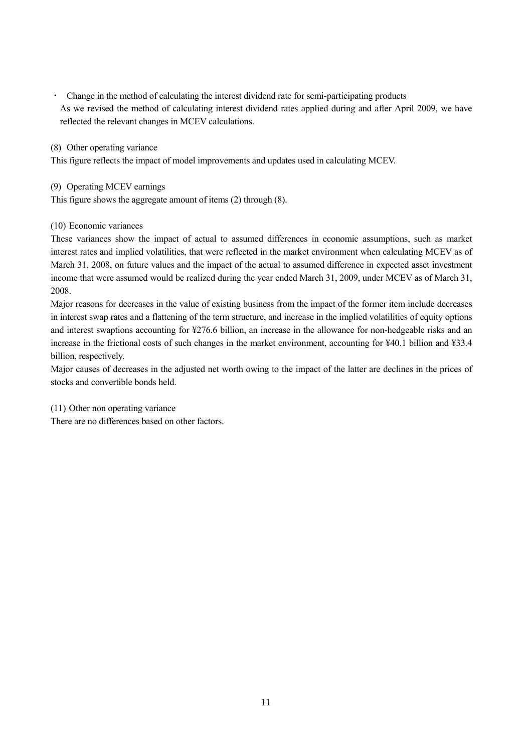- Change in the method of calculating the interest dividend rate for semi-participating products

  As we revised the method of calculating interest dividend rates applied during and after April 2009, we have reflected the relevant changes in MCEV calculations.

(8) Other operating variance

This figure reflects the impact of model improvements and updates used in calculating MCEV.

(9) Operating MCEV earnings

This figure shows the aggregate amount of items (2) through (8).

(10) Economic variances

These variances show the impact of actual to assumed differences in economic assumptions, such as market interest rates and implied volatilities, that were reflected in the market environment when calculating MCEV as of March 31, 2008, on future values and the impact of the actual to assumed difference in expected asset investment income that were assumed would be realized during the year ended March 31, 2009, under MCEV as of March 31, 2008.

Major reasons for decreases in the value of existing business from the impact of the former item include decreases in interest swap rates and a flattening of the term structure, and increase in the implied volatilities of equity options and interest swaptions accounting for ¥276.6 billion, an increase in the allowance for non-hedgeable risks and an increase in the frictional costs of such changes in the market environment, accounting for ¥40.1 billion and ¥33.4 billion, respectively.

Major causes of decreases in the adjusted net worth owing to the impact of the latter are declines in the prices of stocks and convertible bonds held.

(11) Other non operating variance

There are no differences based on other factors.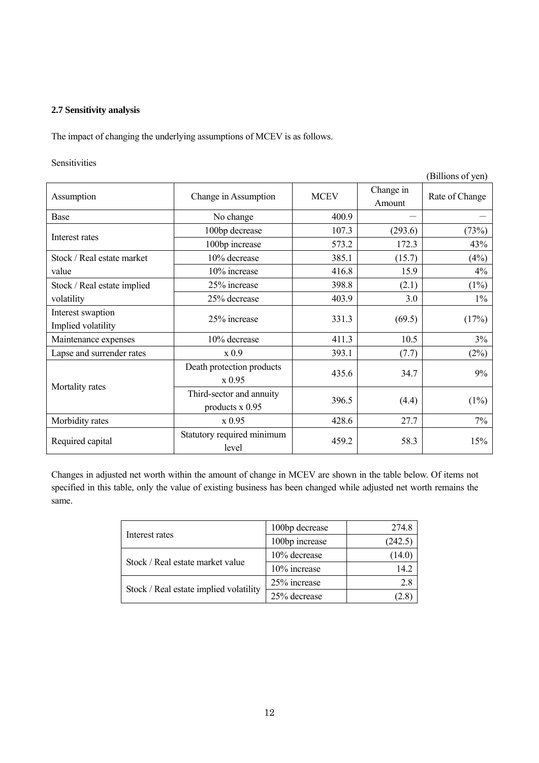### 2.7 Sensitivity analysis

The impact of changing the underlying assumptions of MCEV is as follows.

Sensitivities

(Billions of yen)

| Assumption | Change in Assumption | MCEV | Change in Amount | Rate of Change |
|---|---|---|---|---|
| Base | No change | 400.9 | — | — |
| Interest rates | 100bp decrease | 107.3 | (293.6) | (73%) |
| | 100bp increase | 573.2 | 172.3 | 43% |
| Stock / Real estate market value | 10% decrease | 385.1 | (15.7) | (4%) |
| | 10% increase | 416.8 | 15.9 | 4% |
| Stock / Real estate implied volatility | 25% increase | 398.8 | (2.1) | (1%) |
| | 25% decrease | 403.9 | 3.0 | 1% |
| Interest swaption Implied volatility | 25% increase | 331.3 | (69.5) | (17%) |
| Maintenance expenses | 10% decrease | 411.3 | 10.5 | 3% |
| Lapse and surrender rates | x 0.9 | 393.1 | (7.7) | (2%) |
| Mortality rates | Death protection products x 0.95 | 435.6 | 34.7 | 9% |
| | Third-sector and annuity products x 0.95 | 396.5 | (4.4) | (1%) |
| Morbidity rates | x 0.95 | 428.6 | 27.7 | 7% |
| Required capital | Statutory required minimum level | 459.2 | 58.3 | 15% |

Changes in adjusted net worth within the amount of change in MCEV are shown in the table below. Of items not specified in this table, only the value of existing business has been changed while adjusted net worth remains the same.

| | | |
|---|---|---|
| Interest rates | 100bp decrease | 274.8 |
| | 100bp increase | (242.5) |
| Stock / Real estate market value | 10% decrease | (14.0) |
| | 10% increase | 14.2 |
| Stock / Real estate implied volatility | 25% increase | 2.8 |
| | 25% decrease | (2.8) |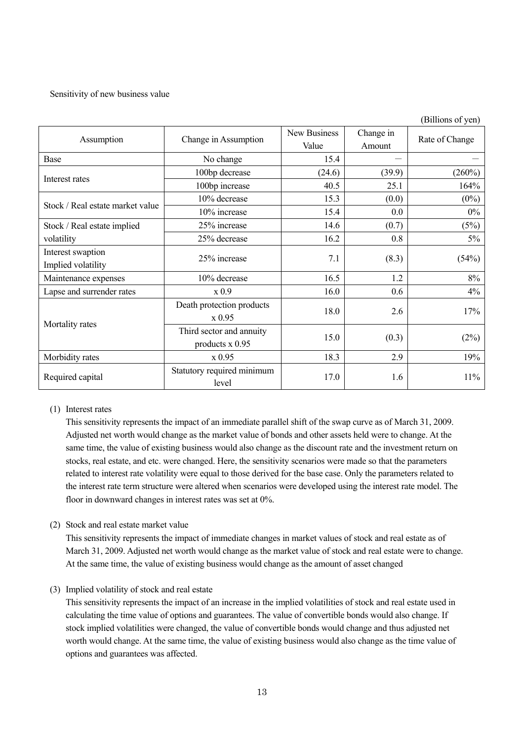Sensitivity of new business value

(Billions of yen)

| Assumption | Change in Assumption | New Business Value | Change in Amount | Rate of Change |
|---|---|---|---|---|
| Base | No change | 15.4 | — | — |
| Interest rates | 100bp decrease | (24.6) | (39.9) | (260%) |
| | 100bp increase | 40.5 | 25.1 | 164% |
| Stock / Real estate market value | 10% decrease | 15.3 | (0.0) | (0%) |
| | 10% increase | 15.4 | 0.0 | 0% |
| Stock / Real estate implied volatility | 25% increase | 14.6 | (0.7) | (5%) |
| | 25% decrease | 16.2 | 0.8 | 5% |
| Interest swaption Implied volatility | 25% increase | 7.1 | (8.3) | (54%) |
| Maintenance expenses | 10% decrease | 16.5 | 1.2 | 8% |
| Lapse and surrender rates | x 0.9 | 16.0 | 0.6 | 4% |
| Mortality rates | Death protection products x 0.95 | 18.0 | 2.6 | 17% |
| | Third sector and annuity products x 0.95 | 15.0 | (0.3) | (2%) |
| Morbidity rates | x 0.95 | 18.3 | 2.9 | 19% |
| Required capital | Statutory required minimum level | 17.0 | 1.6 | 11% |

(1) Interest rates

This sensitivity represents the impact of an immediate parallel shift of the swap curve as of March 31, 2009. Adjusted net worth would change as the market value of bonds and other assets held were to change. At the same time, the value of existing business would also change as the discount rate and the investment return on stocks, real estate, and etc. were changed. Here, the sensitivity scenarios were made so that the parameters related to interest rate volatility were equal to those derived for the base case. Only the parameters related to the interest rate term structure were altered when scenarios were developed using the interest rate model. The floor in downward changes in interest rates was set at 0%.

(2) Stock and real estate market value

This sensitivity represents the impact of immediate changes in market values of stock and real estate as of March 31, 2009. Adjusted net worth would change as the market value of stock and real estate were to change. At the same time, the value of existing business would change as the amount of asset changed

(3) Implied volatility of stock and real estate

This sensitivity represents the impact of an increase in the implied volatilities of stock and real estate used in calculating the time value of options and guarantees. The value of convertible bonds would also change. If stock implied volatilities were changed, the value of convertible bonds would change and thus adjusted net worth would change. At the same time, the value of existing business would also change as the time value of options and guarantees was affected.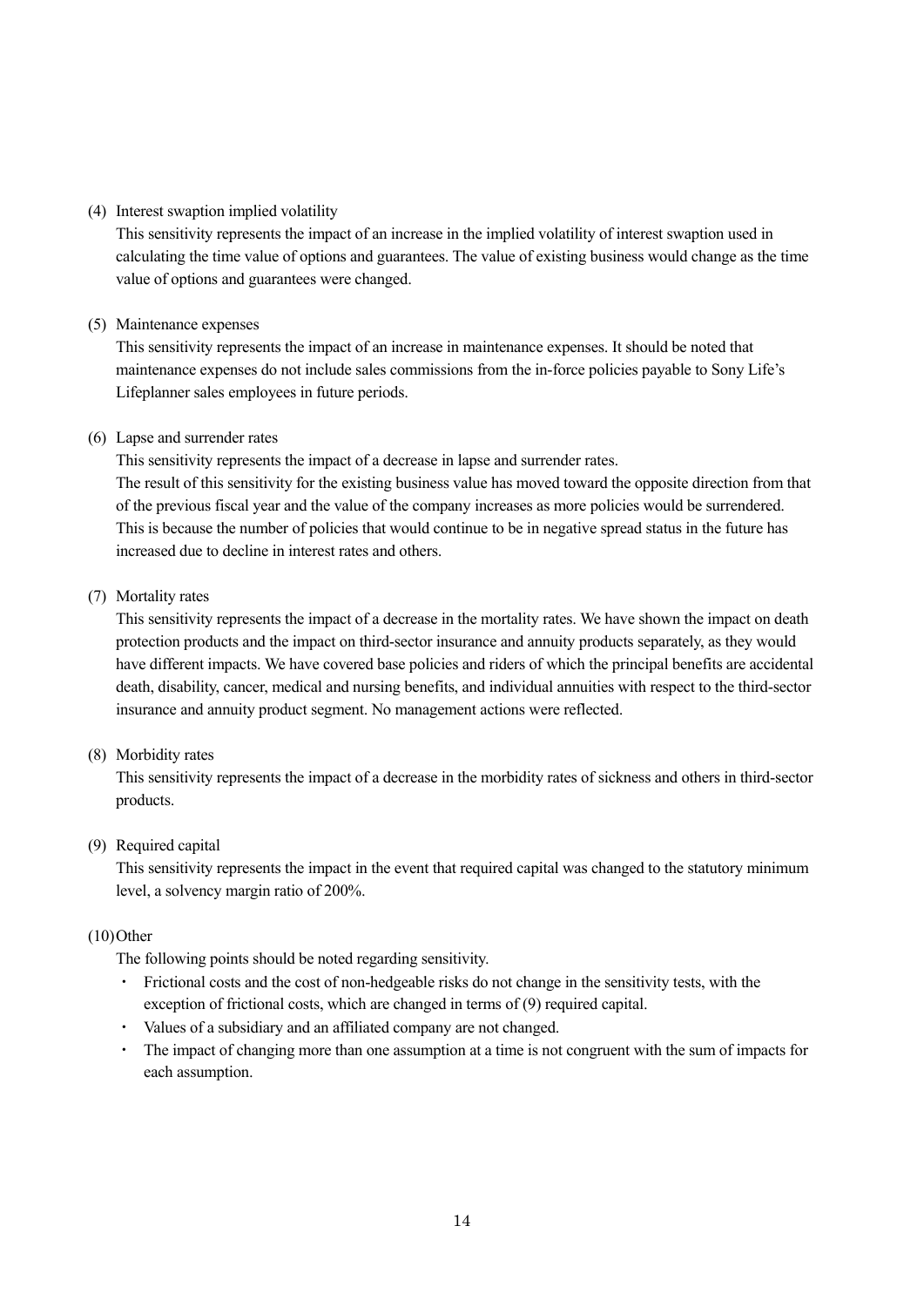(4) Interest swaption implied volatility

This sensitivity represents the impact of an increase in the implied volatility of interest swaption used in calculating the time value of options and guarantees. The value of existing business would change as the time value of options and guarantees were changed.

(5) Maintenance expenses

This sensitivity represents the impact of an increase in maintenance expenses. It should be noted that maintenance expenses do not include sales commissions from the in-force policies payable to Sony Life's Lifeplanner sales employees in future periods.

(6) Lapse and surrender rates

This sensitivity represents the impact of a decrease in lapse and surrender rates.
The result of this sensitivity for the existing business value has moved toward the opposite direction from that of the previous fiscal year and the value of the company increases as more policies would be surrendered. This is because the number of policies that would continue to be in negative spread status in the future has increased due to decline in interest rates and others.

(7) Mortality rates

This sensitivity represents the impact of a decrease in the mortality rates. We have shown the impact on death protection products and the impact on third-sector insurance and annuity products separately, as they would have different impacts. We have covered base policies and riders of which the principal benefits are accidental death, disability, cancer, medical and nursing benefits, and individual annuities with respect to the third-sector insurance and annuity product segment. No management actions were reflected.

(8) Morbidity rates

This sensitivity represents the impact of a decrease in the morbidity rates of sickness and others in third-sector products.

(9) Required capital

This sensitivity represents the impact in the event that required capital was changed to the statutory minimum level, a solvency margin ratio of 200%.

(10) Other

The following points should be noted regarding sensitivity.

- Frictional costs and the cost of non-hedgeable risks do not change in the sensitivity tests, with the exception of frictional costs, which are changed in terms of (9) required capital.
- Values of a subsidiary and an affiliated company are not changed.
- The impact of changing more than one assumption at a time is not congruent with the sum of impacts for each assumption.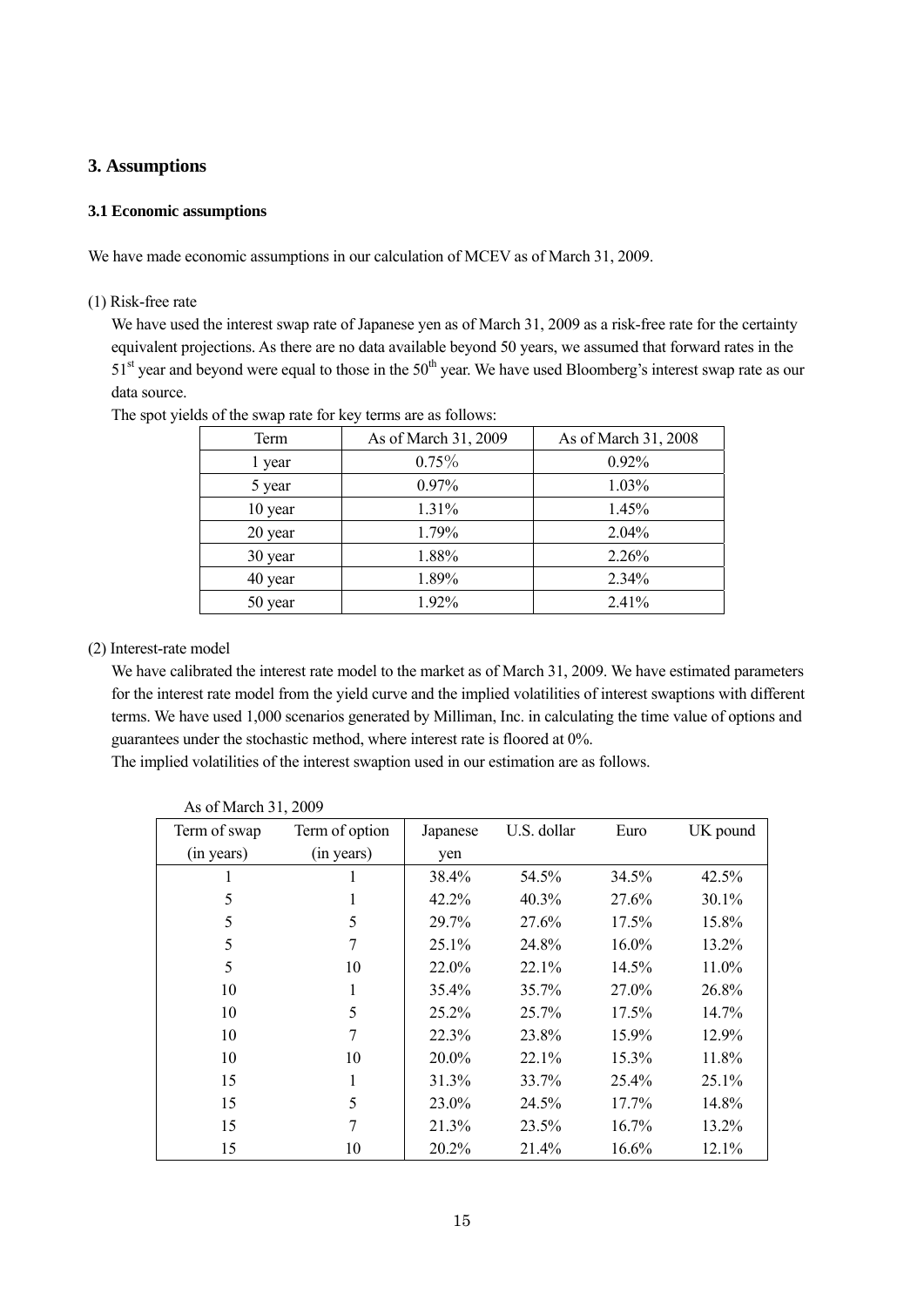## 3. Assumptions

### 3.1 Economic assumptions

We have made economic assumptions in our calculation of MCEV as of March 31, 2009.

(1) Risk-free rate

We have used the interest swap rate of Japanese yen as of March 31, 2009 as a risk-free rate for the certainty equivalent projections. As there are no data available beyond 50 years, we assumed that forward rates in the 51st year and beyond were equal to those in the 50th year. We have used Bloomberg's interest swap rate as our data source.

The spot yields of the swap rate for key terms are as follows:

| Term | As of March 31, 2009 | As of March 31, 2008 |
|---|---|---|
| 1 year | 0.75% | 0.92% |
| 5 year | 0.97% | 1.03% |
| 10 year | 1.31% | 1.45% |
| 20 year | 1.79% | 2.04% |
| 30 year | 1.88% | 2.26% |
| 40 year | 1.89% | 2.34% |
| 50 year | 1.92% | 2.41% |

(2) Interest-rate model

We have calibrated the interest rate model to the market as of March 31, 2009. We have estimated parameters for the interest rate model from the yield curve and the implied volatilities of interest swaptions with different terms. We have used 1,000 scenarios generated by Milliman, Inc. in calculating the time value of options and guarantees under the stochastic method, where interest rate is floored at 0%.

The implied volatilities of the interest swaption used in our estimation are as follows.

As of March 31, 2009

| Term of swap (in years) | Term of option (in years) | Japanese yen | U.S. dollar | Euro | UK pound |
|---|---|---|---|---|---|
| 1 | 1 | 38.4% | 54.5% | 34.5% | 42.5% |
| 5 | 1 | 42.2% | 40.3% | 27.6% | 30.1% |
| 5 | 5 | 29.7% | 27.6% | 17.5% | 15.8% |
| 5 | 7 | 25.1% | 24.8% | 16.0% | 13.2% |
| 5 | 10 | 22.0% | 22.1% | 14.5% | 11.0% |
| 10 | 1 | 35.4% | 35.7% | 27.0% | 26.8% |
| 10 | 5 | 25.2% | 25.7% | 17.5% | 14.7% |
| 10 | 7 | 22.3% | 23.8% | 15.9% | 12.9% |
| 10 | 10 | 20.0% | 22.1% | 15.3% | 11.8% |
| 15 | 1 | 31.3% | 33.7% | 25.4% | 25.1% |
| 15 | 5 | 23.0% | 24.5% | 17.7% | 14.8% |
| 15 | 7 | 21.3% | 23.5% | 16.7% | 13.2% |
| 15 | 10 | 20.2% | 21.4% | 16.6% | 12.1% |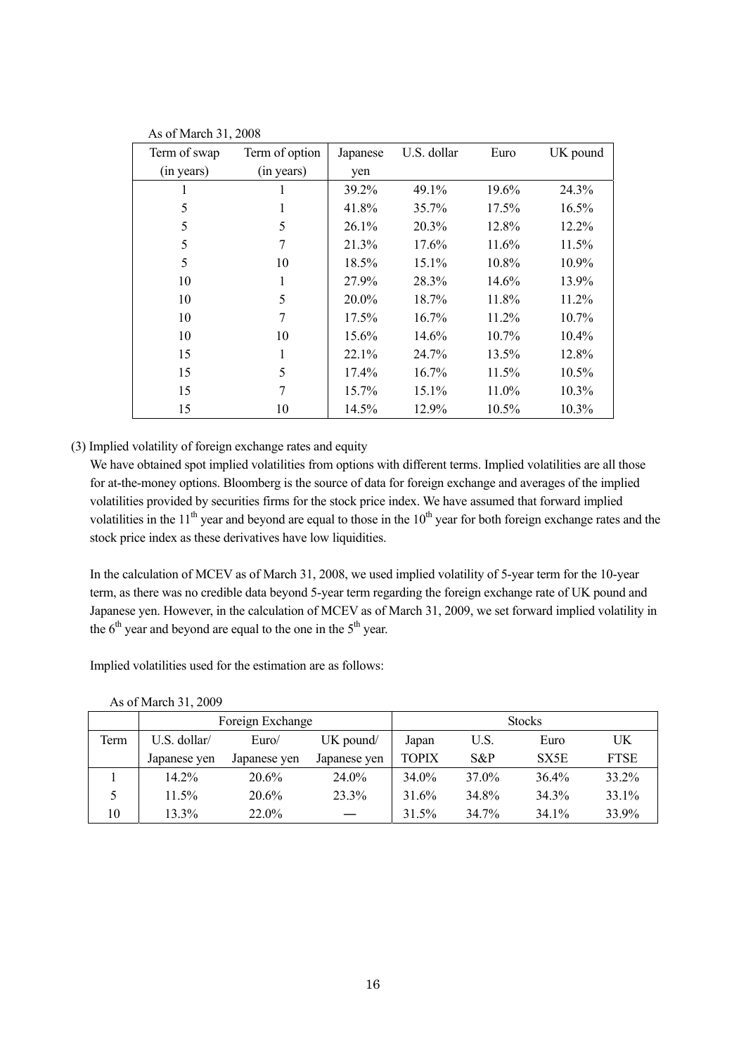As of March 31, 2008

| Term of swap (in years) | Term of option (in years) | Japanese yen | U.S. dollar | Euro | UK pound |
|---|---|---|---|---|---|
| 1 | 1 | 39.2% | 49.1% | 19.6% | 24.3% |
| 5 | 1 | 41.8% | 35.7% | 17.5% | 16.5% |
| 5 | 5 | 26.1% | 20.3% | 12.8% | 12.2% |
| 5 | 7 | 21.3% | 17.6% | 11.6% | 11.5% |
| 5 | 10 | 18.5% | 15.1% | 10.8% | 10.9% |
| 10 | 1 | 27.9% | 28.3% | 14.6% | 13.9% |
| 10 | 5 | 20.0% | 18.7% | 11.8% | 11.2% |
| 10 | 7 | 17.5% | 16.7% | 11.2% | 10.7% |
| 10 | 10 | 15.6% | 14.6% | 10.7% | 10.4% |
| 15 | 1 | 22.1% | 24.7% | 13.5% | 12.8% |
| 15 | 5 | 17.4% | 16.7% | 11.5% | 10.5% |
| 15 | 7 | 15.7% | 15.1% | 11.0% | 10.3% |
| 15 | 10 | 14.5% | 12.9% | 10.5% | 10.3% |

(3) Implied volatility of foreign exchange rates and equity

We have obtained spot implied volatilities from options with different terms. Implied volatilities are all those for at-the-money options. Bloomberg is the source of data for foreign exchange and averages of the implied volatilities provided by securities firms for the stock price index. We have assumed that forward implied volatilities in the 11th year and beyond are equal to those in the 10th year for both foreign exchange rates and the stock price index as these derivatives have low liquidities.

In the calculation of MCEV as of March 31, 2008, we used implied volatility of 5-year term for the 10-year term, as there was no credible data beyond 5-year term regarding the foreign exchange rate of UK pound and Japanese yen. However, in the calculation of MCEV as of March 31, 2009, we set forward implied volatility in the 6th year and beyond are equal to the one in the 5th year.

Implied volatilities used for the estimation are as follows:

As of March 31, 2009

| | Foreign Exchange | | | Stocks | | | |
|---|---|---|---|---|---|---|---|
| Term | U.S. dollar/ Japanese yen | Euro/ Japanese yen | UK pound/ Japanese yen | Japan TOPIX | U.S. S&P | Euro SX5E | UK FTSE |
| 1 | 14.2% | 20.6% | 24.0% | 34.0% | 37.0% | 36.4% | 33.2% |
| 5 | 11.5% | 20.6% | 23.3% | 31.6% | 34.8% | 34.3% | 33.1% |
| 10 | 13.3% | 22.0% | — | 31.5% | 34.7% | 34.1% | 33.9% |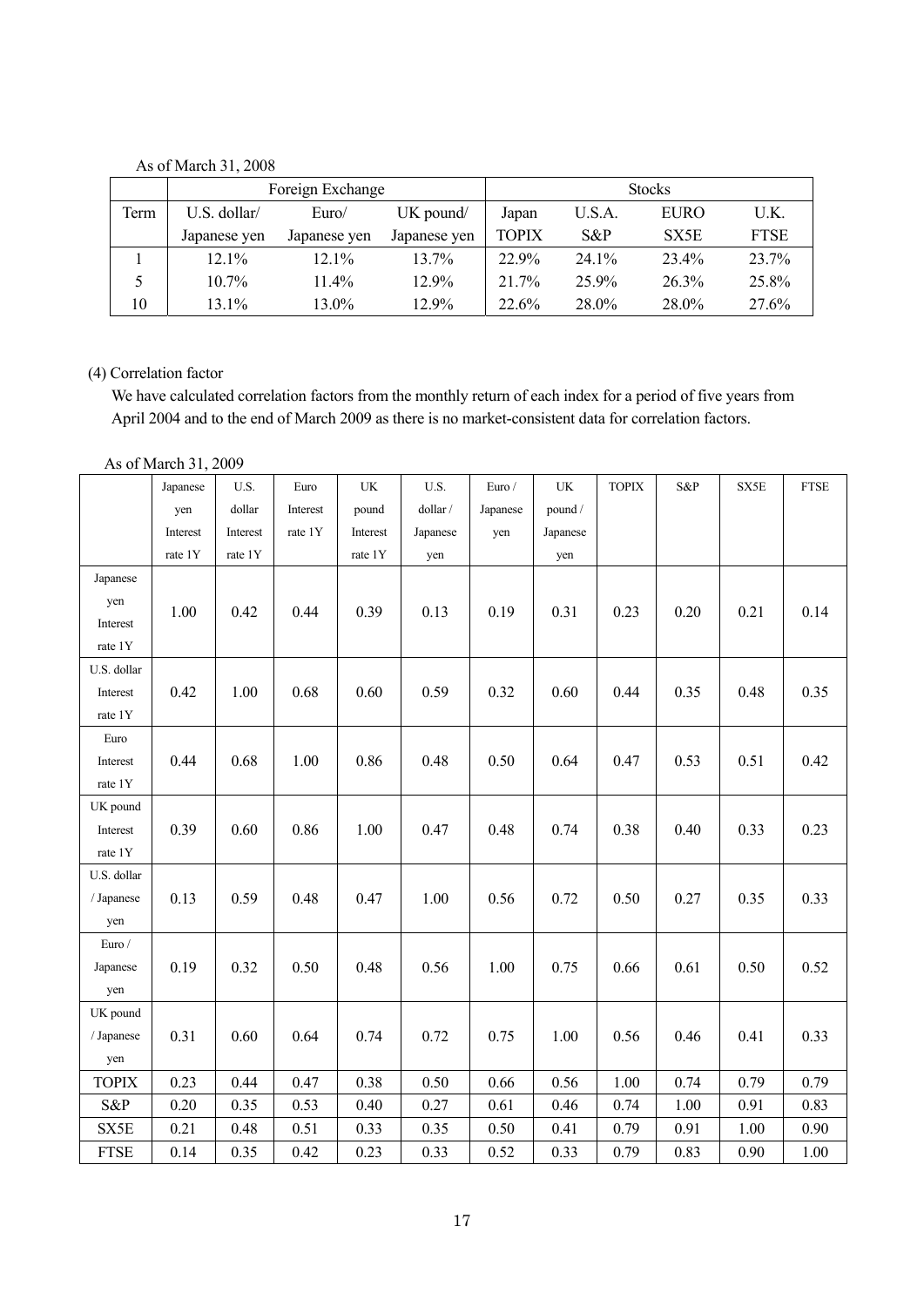As of March 31, 2008

| | Foreign Exchange | | | Stocks | | | |
|---|---|---|---|---|---|---|---|
| Term | U.S. dollar/ Japanese yen | Euro/ Japanese yen | UK pound/ Japanese yen | Japan TOPIX | U.S.A. S&P | EURO SX5E | U.K. FTSE |
| 1 | 12.1% | 12.1% | 13.7% | 22.9% | 24.1% | 23.4% | 23.7% |
| 5 | 10.7% | 11.4% | 12.9% | 21.7% | 25.9% | 26.3% | 25.8% |
| 10 | 13.1% | 13.0% | 12.9% | 22.6% | 28.0% | 28.0% | 27.6% |

(4) Correlation factor

We have calculated correlation factors from the monthly return of each index for a period of five years from April 2004 and to the end of March 2009 as there is no market-consistent data for correlation factors.

As of March 31, 2009

| | Japanese yen Interest rate 1Y | U.S. dollar Interest rate 1Y | Euro Interest rate 1Y | UK pound Interest rate 1Y | U.S. dollar / Japanese yen | Euro / Japanese yen | UK pound / Japanese yen | TOPIX | S&P | SX5E | FTSE |
|---|---|---|---|---|---|---|---|---|---|---|---|
| Japanese yen Interest rate 1Y | 1.00 | 0.42 | 0.44 | 0.39 | 0.13 | 0.19 | 0.31 | 0.23 | 0.20 | 0.21 | 0.14 |
| U.S. dollar Interest rate 1Y | 0.42 | 1.00 | 0.68 | 0.60 | 0.59 | 0.32 | 0.60 | 0.44 | 0.35 | 0.48 | 0.35 |
| Euro Interest rate 1Y | 0.44 | 0.68 | 1.00 | 0.86 | 0.48 | 0.50 | 0.64 | 0.47 | 0.53 | 0.51 | 0.42 |
| UK pound Interest rate 1Y | 0.39 | 0.60 | 0.86 | 1.00 | 0.47 | 0.48 | 0.74 | 0.38 | 0.40 | 0.33 | 0.23 |
| U.S. dollar / Japanese yen | 0.13 | 0.59 | 0.48 | 0.47 | 1.00 | 0.56 | 0.72 | 0.50 | 0.27 | 0.35 | 0.33 |
| Euro / Japanese yen | 0.19 | 0.32 | 0.50 | 0.48 | 0.56 | 1.00 | 0.75 | 0.66 | 0.61 | 0.50 | 0.52 |
| UK pound / Japanese yen | 0.31 | 0.60 | 0.64 | 0.74 | 0.72 | 0.75 | 1.00 | 0.56 | 0.46 | 0.41 | 0.33 |
| TOPIX | 0.23 | 0.44 | 0.47 | 0.38 | 0.50 | 0.66 | 0.56 | 1.00 | 0.74 | 0.79 | 0.79 |
| S&P | 0.20 | 0.35 | 0.53 | 0.40 | 0.27 | 0.61 | 0.46 | 0.74 | 1.00 | 0.91 | 0.83 |
| SX5E | 0.21 | 0.48 | 0.51 | 0.33 | 0.35 | 0.50 | 0.41 | 0.79 | 0.91 | 1.00 | 0.90 |
| FTSE | 0.14 | 0.35 | 0.42 | 0.23 | 0.33 | 0.52 | 0.33 | 0.79 | 0.83 | 0.90 | 1.00 |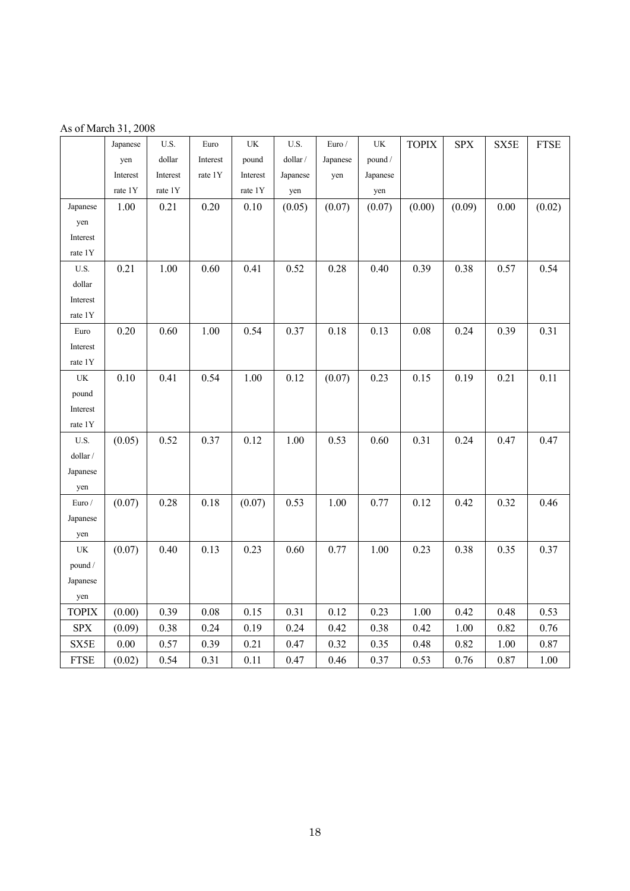As of March 31, 2008

| | Japanese yen Interest rate 1Y | U.S. dollar Interest rate 1Y | Euro Interest rate 1Y | UK pound Interest rate 1Y | U.S. dollar / Japanese yen | Euro / Japanese yen | UK pound / Japanese yen | TOPIX | SPX | SX5E | FTSE |
|---|---|---|---|---|---|---|---|---|---|---|---|
| Japanese yen Interest rate 1Y | 1.00 | 0.21 | 0.20 | 0.10 | (0.05) | (0.07) | (0.07) | (0.00) | (0.09) | 0.00 | (0.02) |
| U.S. dollar Interest rate 1Y | 0.21 | 1.00 | 0.60 | 0.41 | 0.52 | 0.28 | 0.40 | 0.39 | 0.38 | 0.57 | 0.54 |
| Euro Interest rate 1Y | 0.20 | 0.60 | 1.00 | 0.54 | 0.37 | 0.18 | 0.13 | 0.08 | 0.24 | 0.39 | 0.31 |
| UK pound Interest rate 1Y | 0.10 | 0.41 | 0.54 | 1.00 | 0.12 | (0.07) | 0.23 | 0.15 | 0.19 | 0.21 | 0.11 |
| U.S. dollar / Japanese yen | (0.05) | 0.52 | 0.37 | 0.12 | 1.00 | 0.53 | 0.60 | 0.31 | 0.24 | 0.47 | 0.47 |
| Euro / Japanese yen | (0.07) | 0.28 | 0.18 | (0.07) | 0.53 | 1.00 | 0.77 | 0.12 | 0.42 | 0.32 | 0.46 |
| UK pound / Japanese yen | (0.07) | 0.40 | 0.13 | 0.23 | 0.60 | 0.77 | 1.00 | 0.23 | 0.38 | 0.35 | 0.37 |
| TOPIX | (0.00) | 0.39 | 0.08 | 0.15 | 0.31 | 0.12 | 0.23 | 1.00 | 0.42 | 0.48 | 0.53 |
| SPX | (0.09) | 0.38 | 0.24 | 0.19 | 0.24 | 0.42 | 0.38 | 0.42 | 1.00 | 0.82 | 0.76 |
| SX5E | 0.00 | 0.57 | 0.39 | 0.21 | 0.47 | 0.32 | 0.35 | 0.48 | 0.82 | 1.00 | 0.87 |
| FTSE | (0.02) | 0.54 | 0.31 | 0.11 | 0.47 | 0.46 | 0.37 | 0.53 | 0.76 | 0.87 | 1.00 |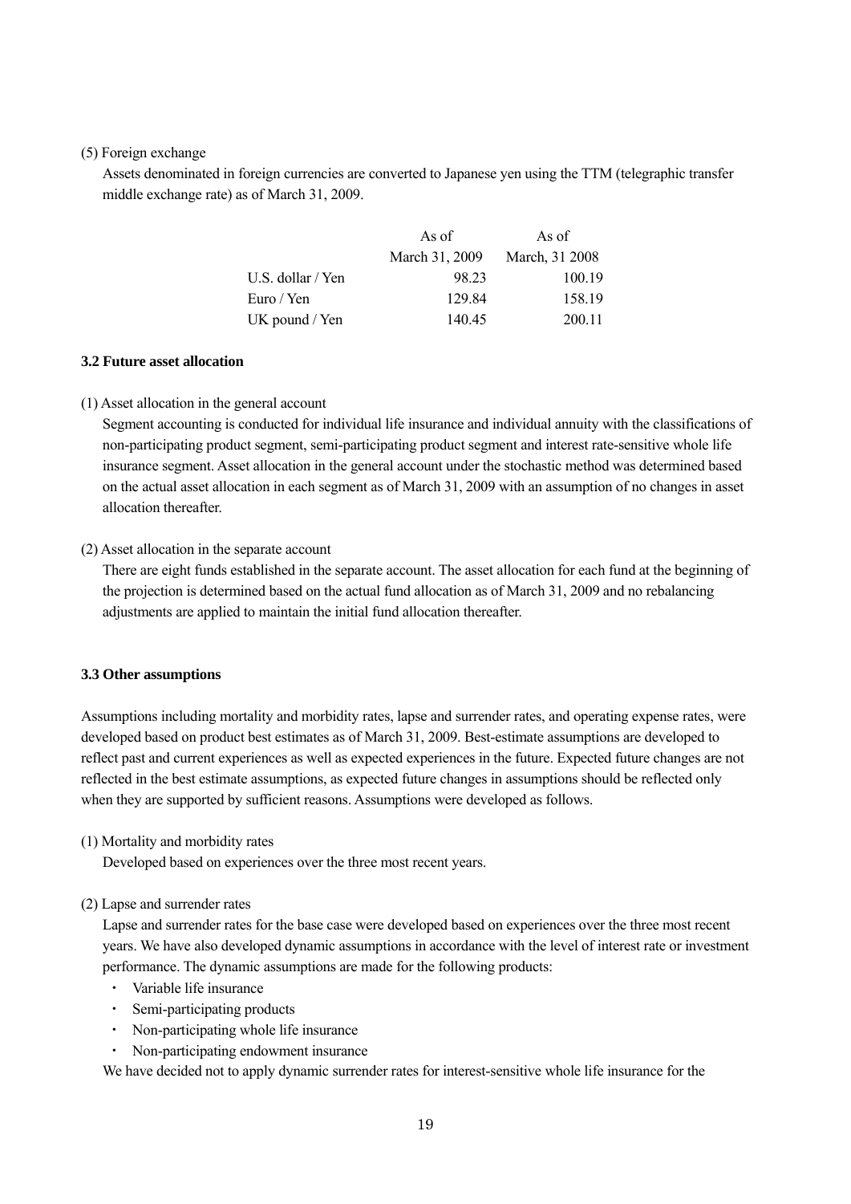(5) Foreign exchange

Assets denominated in foreign currencies are converted to Japanese yen using the TTM (telegraphic transfer middle exchange rate) as of March 31, 2009.

| | As of March 31, 2009 | As of March, 31 2008 |
|---|---|---|
| U.S. dollar / Yen | 98.23 | 100.19 |
| Euro / Yen | 129.84 | 158.19 |
| UK pound / Yen | 140.45 | 200.11 |

### 3.2 Future asset allocation

(1) Asset allocation in the general account

Segment accounting is conducted for individual life insurance and individual annuity with the classifications of non-participating product segment, semi-participating product segment and interest rate-sensitive whole life insurance segment. Asset allocation in the general account under the stochastic method was determined based on the actual asset allocation in each segment as of March 31, 2009 with an assumption of no changes in asset allocation thereafter.

(2) Asset allocation in the separate account

There are eight funds established in the separate account. The asset allocation for each fund at the beginning of the projection is determined based on the actual fund allocation as of March 31, 2009 and no rebalancing adjustments are applied to maintain the initial fund allocation thereafter.

### 3.3 Other assumptions

Assumptions including mortality and morbidity rates, lapse and surrender rates, and operating expense rates, were developed based on product best estimates as of March 31, 2009. Best-estimate assumptions are developed to reflect past and current experiences as well as expected experiences in the future. Expected future changes are not reflected in the best estimate assumptions, as expected future changes in assumptions should be reflected only when they are supported by sufficient reasons. Assumptions were developed as follows.

(1) Mortality and morbidity rates

Developed based on experiences over the three most recent years.

(2) Lapse and surrender rates

Lapse and surrender rates for the base case were developed based on experiences over the three most recent years. We have also developed dynamic assumptions in accordance with the level of interest rate or investment performance. The dynamic assumptions are made for the following products:

- Variable life insurance
- Semi-participating products
- Non-participating whole life insurance
- Non-participating endowment insurance

We have decided not to apply dynamic surrender rates for interest-sensitive whole life insurance for the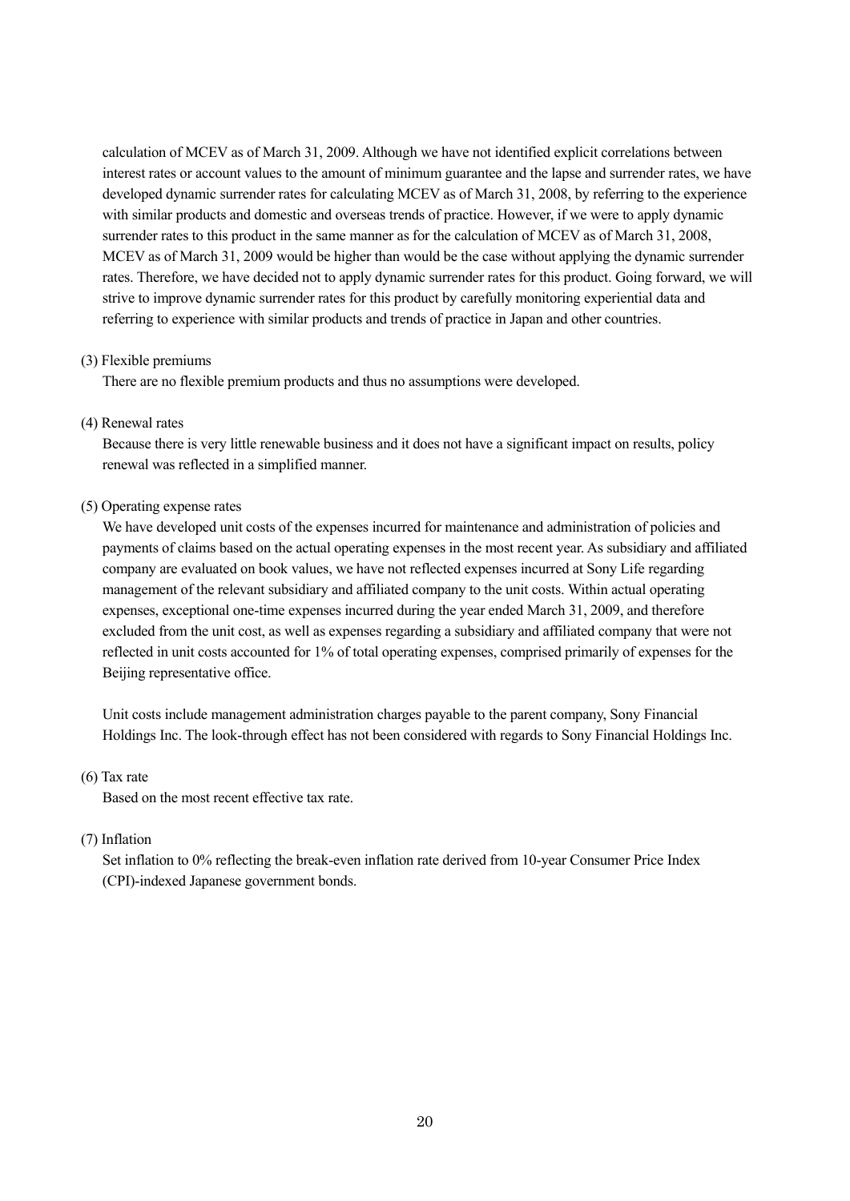calculation of MCEV as of March 31, 2009. Although we have not identified explicit correlations between interest rates or account values to the amount of minimum guarantee and the lapse and surrender rates, we have developed dynamic surrender rates for calculating MCEV as of March 31, 2008, by referring to the experience with similar products and domestic and overseas trends of practice. However, if we were to apply dynamic surrender rates to this product in the same manner as for the calculation of MCEV as of March 31, 2008, MCEV as of March 31, 2009 would be higher than would be the case without applying the dynamic surrender rates. Therefore, we have decided not to apply dynamic surrender rates for this product. Going forward, we will strive to improve dynamic surrender rates for this product by carefully monitoring experiential data and referring to experience with similar products and trends of practice in Japan and other countries.

(3) Flexible premiums

There are no flexible premium products and thus no assumptions were developed.

(4) Renewal rates

Because there is very little renewable business and it does not have a significant impact on results, policy renewal was reflected in a simplified manner.

(5) Operating expense rates

We have developed unit costs of the expenses incurred for maintenance and administration of policies and payments of claims based on the actual operating expenses in the most recent year. As subsidiary and affiliated company are evaluated on book values, we have not reflected expenses incurred at Sony Life regarding management of the relevant subsidiary and affiliated company to the unit costs. Within actual operating expenses, exceptional one-time expenses incurred during the year ended March 31, 2009, and therefore excluded from the unit cost, as well as expenses regarding a subsidiary and affiliated company that were not reflected in unit costs accounted for 1% of total operating expenses, comprised primarily of expenses for the Beijing representative office.

Unit costs include management administration charges payable to the parent company, Sony Financial Holdings Inc. The look-through effect has not been considered with regards to Sony Financial Holdings Inc.

(6) Tax rate

Based on the most recent effective tax rate.

(7) Inflation

Set inflation to 0% reflecting the break-even inflation rate derived from 10-year Consumer Price Index (CPI)-indexed Japanese government bonds.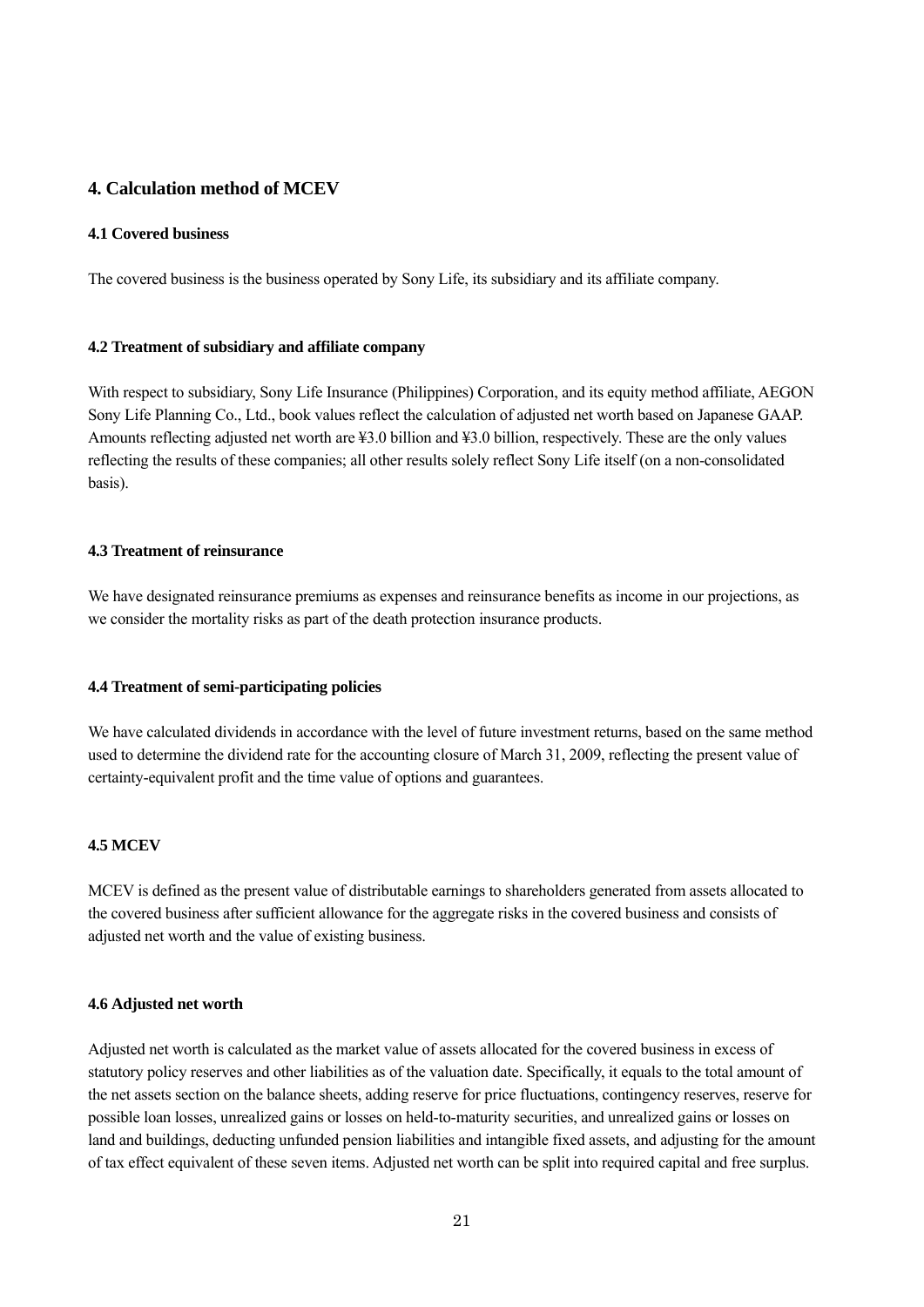## 4. Calculation method of MCEV

### 4.1 Covered business

The covered business is the business operated by Sony Life, its subsidiary and its affiliate company.

### 4.2 Treatment of subsidiary and affiliate company

With respect to subsidiary, Sony Life Insurance (Philippines) Corporation, and its equity method affiliate, AEGON Sony Life Planning Co., Ltd., book values reflect the calculation of adjusted net worth based on Japanese GAAP. Amounts reflecting adjusted net worth are ¥3.0 billion and ¥3.0 billion, respectively. These are the only values reflecting the results of these companies; all other results solely reflect Sony Life itself (on a non-consolidated basis).

### 4.3 Treatment of reinsurance

We have designated reinsurance premiums as expenses and reinsurance benefits as income in our projections, as we consider the mortality risks as part of the death protection insurance products.

### 4.4 Treatment of semi-participating policies

We have calculated dividends in accordance with the level of future investment returns, based on the same method used to determine the dividend rate for the accounting closure of March 31, 2009, reflecting the present value of certainty-equivalent profit and the time value of options and guarantees.

### 4.5 MCEV

MCEV is defined as the present value of distributable earnings to shareholders generated from assets allocated to the covered business after sufficient allowance for the aggregate risks in the covered business and consists of adjusted net worth and the value of existing business.

### 4.6 Adjusted net worth

Adjusted net worth is calculated as the market value of assets allocated for the covered business in excess of statutory policy reserves and other liabilities as of the valuation date. Specifically, it equals to the total amount of the net assets section on the balance sheets, adding reserve for price fluctuations, contingency reserves, reserve for possible loan losses, unrealized gains or losses on held-to-maturity securities, and unrealized gains or losses on land and buildings, deducting unfunded pension liabilities and intangible fixed assets, and adjusting for the amount of tax effect equivalent of these seven items. Adjusted net worth can be split into required capital and free surplus.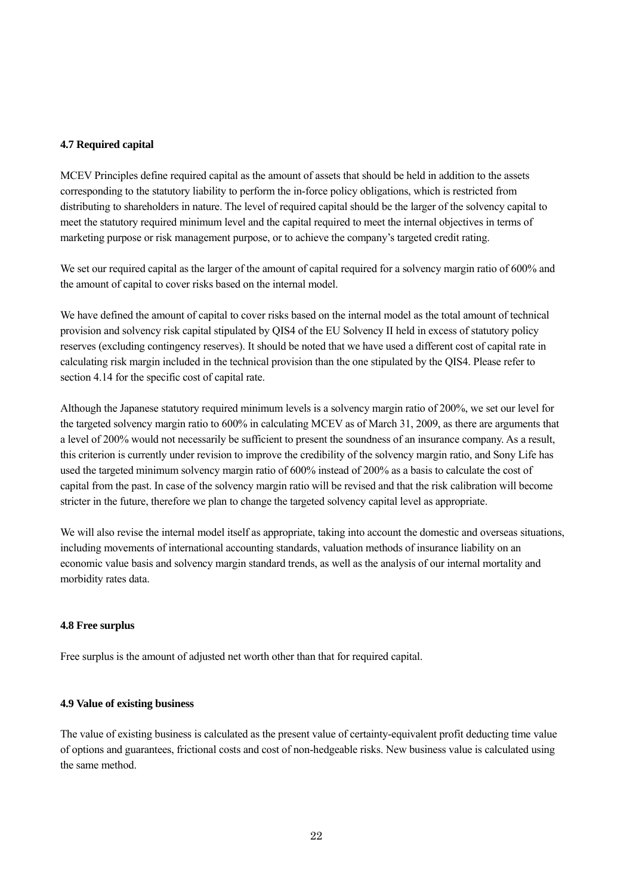### 4.7 Required capital

MCEV Principles define required capital as the amount of assets that should be held in addition to the assets corresponding to the statutory liability to perform the in-force policy obligations, which is restricted from distributing to shareholders in nature. The level of required capital should be the larger of the solvency capital to meet the statutory required minimum level and the capital required to meet the internal objectives in terms of marketing purpose or risk management purpose, or to achieve the company's targeted credit rating.

We set our required capital as the larger of the amount of capital required for a solvency margin ratio of 600% and the amount of capital to cover risks based on the internal model.

We have defined the amount of capital to cover risks based on the internal model as the total amount of technical provision and solvency risk capital stipulated by QIS4 of the EU Solvency II held in excess of statutory policy reserves (excluding contingency reserves). It should be noted that we have used a different cost of capital rate in calculating risk margin included in the technical provision than the one stipulated by the QIS4. Please refer to section 4.14 for the specific cost of capital rate.

Although the Japanese statutory required minimum levels is a solvency margin ratio of 200%, we set our level for the targeted solvency margin ratio to 600% in calculating MCEV as of March 31, 2009, as there are arguments that a level of 200% would not necessarily be sufficient to present the soundness of an insurance company. As a result, this criterion is currently under revision to improve the credibility of the solvency margin ratio, and Sony Life has used the targeted minimum solvency margin ratio of 600% instead of 200% as a basis to calculate the cost of capital from the past. In case of the solvency margin ratio will be revised and that the risk calibration will become stricter in the future, therefore we plan to change the targeted solvency capital level as appropriate.

We will also revise the internal model itself as appropriate, taking into account the domestic and overseas situations, including movements of international accounting standards, valuation methods of insurance liability on an economic value basis and solvency margin standard trends, as well as the analysis of our internal mortality and morbidity rates data.

### 4.8 Free surplus

Free surplus is the amount of adjusted net worth other than that for required capital.

### 4.9 Value of existing business

The value of existing business is calculated as the present value of certainty-equivalent profit deducting time value of options and guarantees, frictional costs and cost of non-hedgeable risks. New business value is calculated using the same method.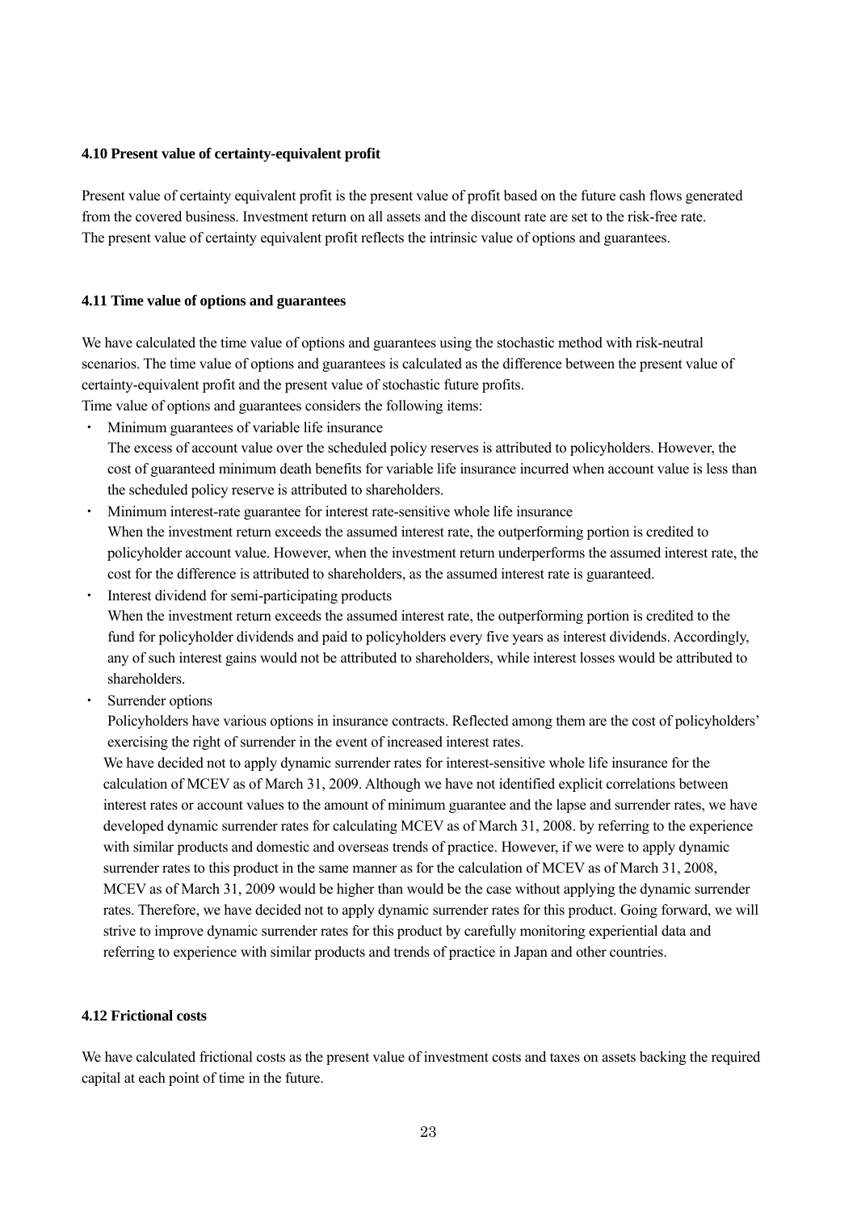### 4.10 Present value of certainty-equivalent profit

Present value of certainty equivalent profit is the present value of profit based on the future cash flows generated from the covered business. Investment return on all assets and the discount rate are set to the risk-free rate. The present value of certainty equivalent profit reflects the intrinsic value of options and guarantees.

### 4.11 Time value of options and guarantees

We have calculated the time value of options and guarantees using the stochastic method with risk-neutral scenarios. The time value of options and guarantees is calculated as the difference between the present value of certainty-equivalent profit and the present value of stochastic future profits.
Time value of options and guarantees considers the following items:

- Minimum guarantees of variable life insurance
  The excess of account value over the scheduled policy reserves is attributed to policyholders. However, the cost of guaranteed minimum death benefits for variable life insurance incurred when account value is less than the scheduled policy reserve is attributed to shareholders.
- Minimum interest-rate guarantee for interest rate-sensitive whole life insurance
  When the investment return exceeds the assumed interest rate, the outperforming portion is credited to policyholder account value. However, when the investment return underperforms the assumed interest rate, the cost for the difference is attributed to shareholders, as the assumed interest rate is guaranteed.
- Interest dividend for semi-participating products
  When the investment return exceeds the assumed interest rate, the outperforming portion is credited to the fund for policyholder dividends and paid to policyholders every five years as interest dividends. Accordingly, any of such interest gains would not be attributed to shareholders, while interest losses would be attributed to shareholders.
- Surrender options
  Policyholders have various options in insurance contracts. Reflected among them are the cost of policyholders' exercising the right of surrender in the event of increased interest rates.

  We have decided not to apply dynamic surrender rates for interest-sensitive whole life insurance for the calculation of MCEV as of March 31, 2009. Although we have not identified explicit correlations between interest rates or account values to the amount of minimum guarantee and the lapse and surrender rates, we have developed dynamic surrender rates for calculating MCEV as of March 31, 2008. by referring to the experience with similar products and domestic and overseas trends of practice. However, if we were to apply dynamic surrender rates to this product in the same manner as for the calculation of MCEV as of March 31, 2008, MCEV as of March 31, 2009 would be higher than would be the case without applying the dynamic surrender rates. Therefore, we have decided not to apply dynamic surrender rates for this product. Going forward, we will strive to improve dynamic surrender rates for this product by carefully monitoring experiential data and referring to experience with similar products and trends of practice in Japan and other countries.

### 4.12 Frictional costs

We have calculated frictional costs as the present value of investment costs and taxes on assets backing the required capital at each point of time in the future.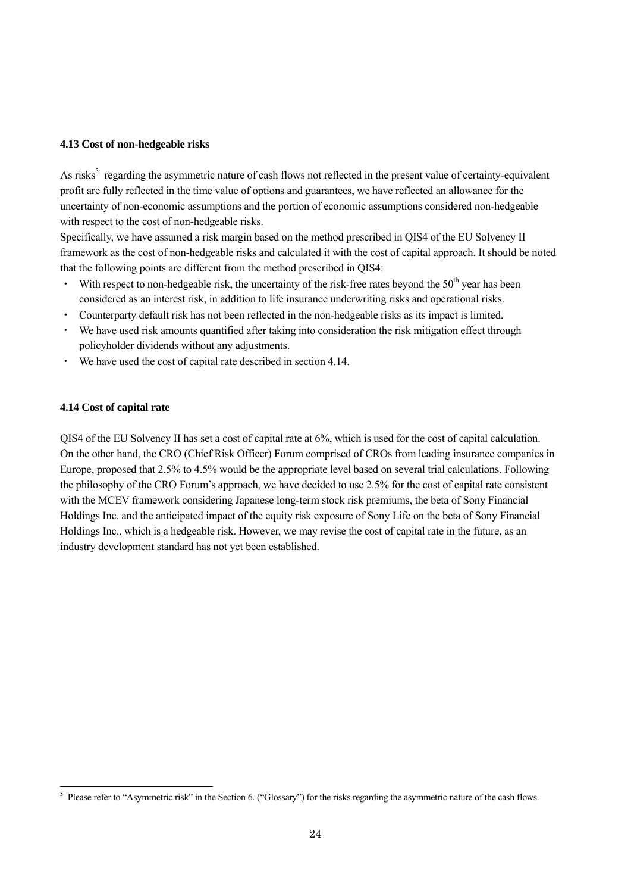### 4.13 Cost of non-hedgeable risks

As risks[5] regarding the asymmetric nature of cash flows not reflected in the present value of certainty-equivalent profit are fully reflected in the time value of options and guarantees, we have reflected an allowance for the uncertainty of non-economic assumptions and the portion of economic assumptions considered non-hedgeable with respect to the cost of non-hedgeable risks.

Specifically, we have assumed a risk margin based on the method prescribed in QIS4 of the EU Solvency II framework as the cost of non-hedgeable risks and calculated it with the cost of capital approach. It should be noted that the following points are different from the method prescribed in QIS4:

- With respect to non-hedgeable risk, the uncertainty of the risk-free rates beyond the 50th year has been considered as an interest risk, in addition to life insurance underwriting risks and operational risks.
- Counterparty default risk has not been reflected in the non-hedgeable risks as its impact is limited.
- We have used risk amounts quantified after taking into consideration the risk mitigation effect through policyholder dividends without any adjustments.
- We have used the cost of capital rate described in section 4.14.

### 4.14 Cost of capital rate

QIS4 of the EU Solvency II has set a cost of capital rate at 6%, which is used for the cost of capital calculation. On the other hand, the CRO (Chief Risk Officer) Forum comprised of CROs from leading insurance companies in Europe, proposed that 2.5% to 4.5% would be the appropriate level based on several trial calculations. Following the philosophy of the CRO Forum's approach, we have decided to use 2.5% for the cost of capital rate consistent with the MCEV framework considering Japanese long-term stock risk premiums, the beta of Sony Financial Holdings Inc. and the anticipated impact of the equity risk exposure of Sony Life on the beta of Sony Financial Holdings Inc., which is a hedgeable risk. However, we may revise the cost of capital rate in the future, as an industry development standard has not yet been established.

---

[5] Please refer to "Asymmetric risk" in the Section 6. ("Glossary") for the risks regarding the asymmetric nature of the cash flows.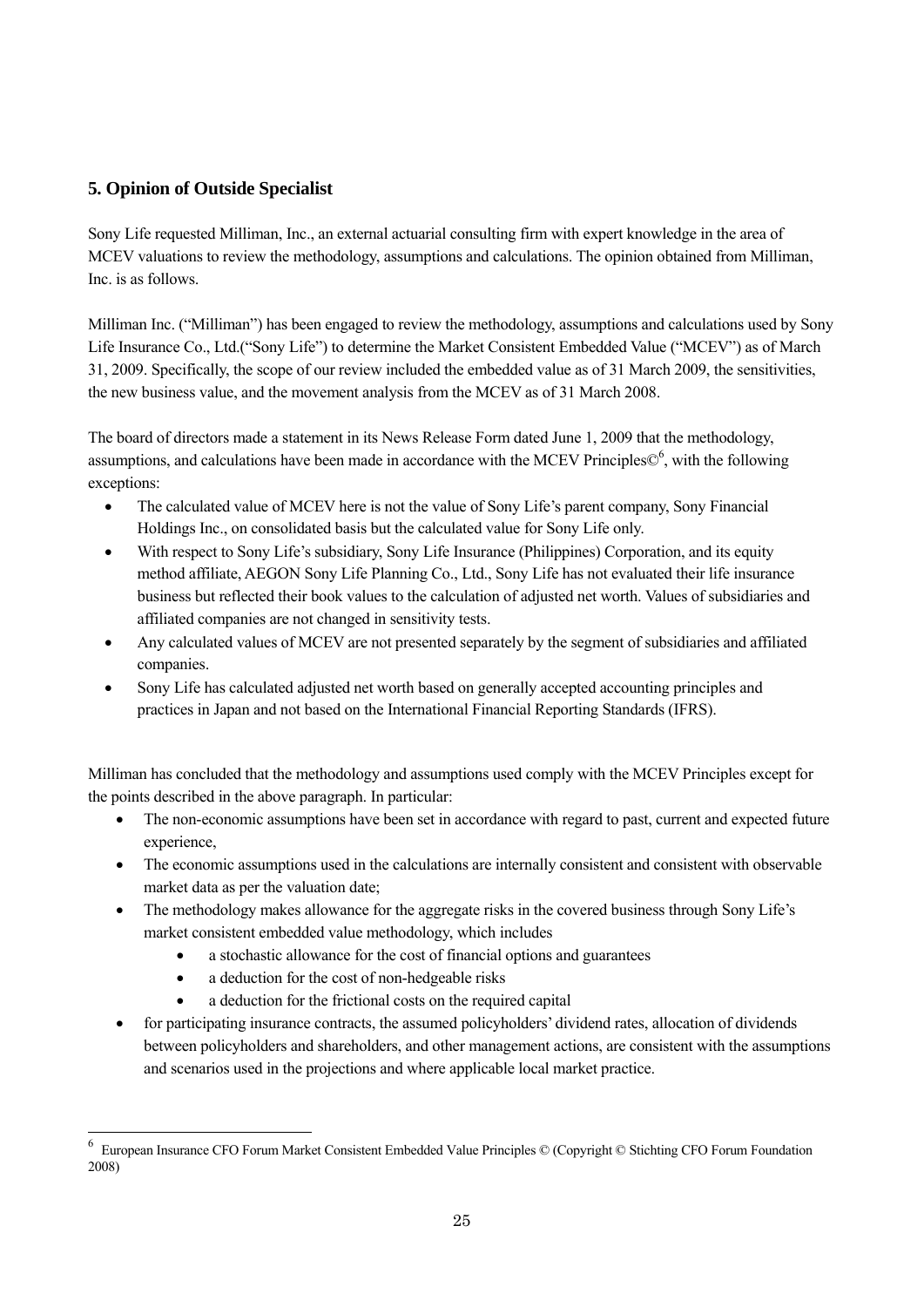## 5. Opinion of Outside Specialist

Sony Life requested Milliman, Inc., an external actuarial consulting firm with expert knowledge in the area of MCEV valuations to review the methodology, assumptions and calculations. The opinion obtained from Milliman, Inc. is as follows.

Milliman Inc. ("Milliman") has been engaged to review the methodology, assumptions and calculations used by Sony Life Insurance Co., Ltd.("Sony Life") to determine the Market Consistent Embedded Value ("MCEV") as of March 31, 2009. Specifically, the scope of our review included the embedded value as of 31 March 2009, the sensitivities, the new business value, and the movement analysis from the MCEV as of 31 March 2008.

The board of directors made a statement in its News Release Form dated June 1, 2009 that the methodology, assumptions, and calculations have been made in accordance with the MCEV Principles©[6], with the following exceptions:

- The calculated value of MCEV here is not the value of Sony Life's parent company, Sony Financial Holdings Inc., on consolidated basis but the calculated value for Sony Life only.
- With respect to Sony Life's subsidiary, Sony Life Insurance (Philippines) Corporation, and its equity method affiliate, AEGON Sony Life Planning Co., Ltd., Sony Life has not evaluated their life insurance business but reflected their book values to the calculation of adjusted net worth. Values of subsidiaries and affiliated companies are not changed in sensitivity tests.
- Any calculated values of MCEV are not presented separately by the segment of subsidiaries and affiliated companies.
- Sony Life has calculated adjusted net worth based on generally accepted accounting principles and practices in Japan and not based on the International Financial Reporting Standards (IFRS).

Milliman has concluded that the methodology and assumptions used comply with the MCEV Principles except for the points described in the above paragraph. In particular:

- The non-economic assumptions have been set in accordance with regard to past, current and expected future experience,
- The economic assumptions used in the calculations are internally consistent and consistent with observable market data as per the valuation date;
- The methodology makes allowance for the aggregate risks in the covered business through Sony Life's market consistent embedded value methodology, which includes
    - a stochastic allowance for the cost of financial options and guarantees
    - a deduction for the cost of non-hedgeable risks
    - a deduction for the frictional costs on the required capital
- for participating insurance contracts, the assumed policyholders' dividend rates, allocation of dividends between policyholders and shareholders, and other management actions, are consistent with the assumptions and scenarios used in the projections and where applicable local market practice.

[6] European Insurance CFO Forum Market Consistent Embedded Value Principles © (Copyright © Stichting CFO Forum Foundation 2008)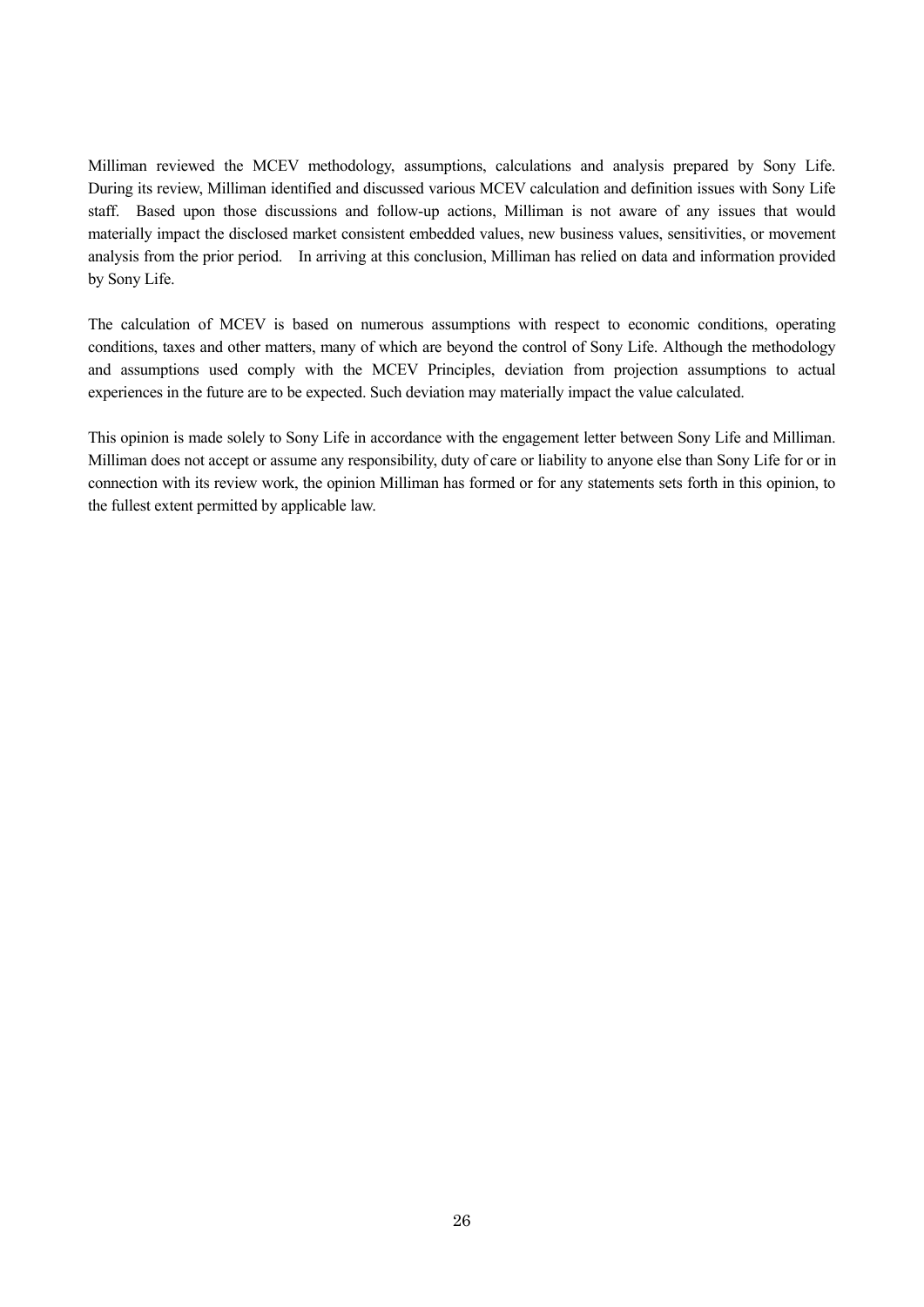Milliman reviewed the MCEV methodology, assumptions, calculations and analysis prepared by Sony Life. During its review, Milliman identified and discussed various MCEV calculation and definition issues with Sony Life staff. Based upon those discussions and follow-up actions, Milliman is not aware of any issues that would materially impact the disclosed market consistent embedded values, new business values, sensitivities, or movement analysis from the prior period. In arriving at this conclusion, Milliman has relied on data and information provided by Sony Life.

The calculation of MCEV is based on numerous assumptions with respect to economic conditions, operating conditions, taxes and other matters, many of which are beyond the control of Sony Life. Although the methodology and assumptions used comply with the MCEV Principles, deviation from projection assumptions to actual experiences in the future are to be expected. Such deviation may materially impact the value calculated.

This opinion is made solely to Sony Life in accordance with the engagement letter between Sony Life and Milliman. Milliman does not accept or assume any responsibility, duty of care or liability to anyone else than Sony Life for or in connection with its review work, the opinion Milliman has formed or for any statements sets forth in this opinion, to the fullest extent permitted by applicable law.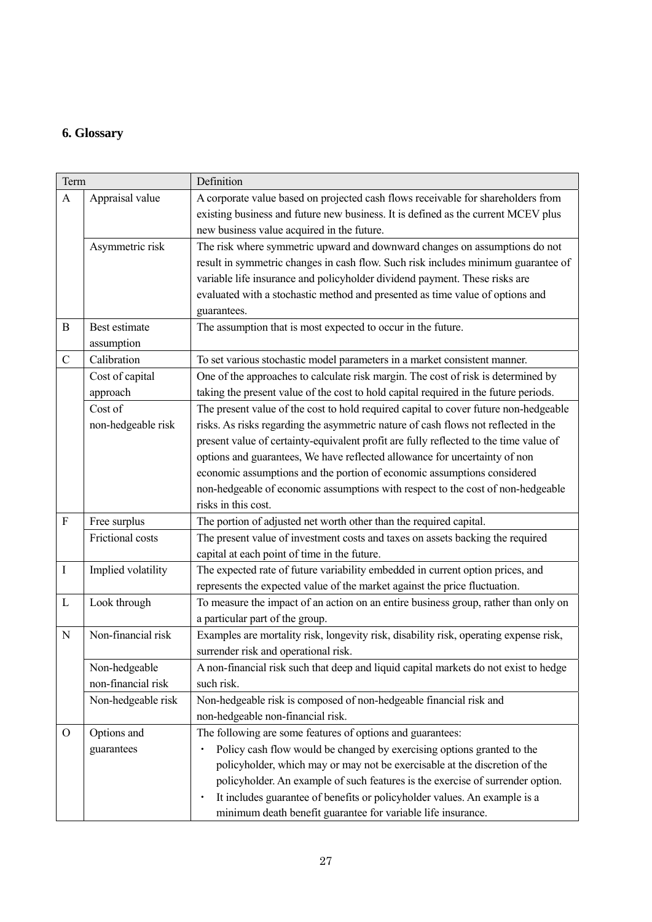## 6. Glossary

| Term | | Definition |
|---|---|---|
| A | Appraisal value | A corporate value based on projected cash flows receivable for shareholders from existing business and future new business. It is defined as the current MCEV plus new business value acquired in the future. |
| | Asymmetric risk | The risk where symmetric upward and downward changes on assumptions do not result in symmetric changes in cash flow. Such risk includes minimum guarantee of variable life insurance and policyholder dividend payment. These risks are evaluated with a stochastic method and presented as time value of options and guarantees. |
| B | Best estimate assumption | The assumption that is most expected to occur in the future. |
| C | Calibration | To set various stochastic model parameters in a market consistent manner. |
| | Cost of capital approach | One of the approaches to calculate risk margin. The cost of risk is determined by taking the present value of the cost to hold capital required in the future periods. |
| | Cost of non-hedgeable risk | The present value of the cost to hold required capital to cover future non-hedgeable risks. As risks regarding the asymmetric nature of cash flows not reflected in the present value of certainty-equivalent profit are fully reflected to the time value of options and guarantees, We have reflected allowance for uncertainty of non economic assumptions and the portion of economic assumptions considered non-hedgeable of economic assumptions with respect to the cost of non-hedgeable risks in this cost. |
| F | Free surplus | The portion of adjusted net worth other than the required capital. |
| | Frictional costs | The present value of investment costs and taxes on assets backing the required capital at each point of time in the future. |
| I | Implied volatility | The expected rate of future variability embedded in current option prices, and represents the expected value of the market against the price fluctuation. |
| L | Look through | To measure the impact of an action on an entire business group, rather than only on a particular part of the group. |
| N | Non-financial risk | Examples are mortality risk, longevity risk, disability risk, operating expense risk, surrender risk and operational risk. |
| | Non-hedgeable non-financial risk | A non-financial risk such that deep and liquid capital markets do not exist to hedge such risk. |
| | Non-hedgeable risk | Non-hedgeable risk is composed of non-hedgeable financial risk and non-hedgeable non-financial risk. |
| O | Options and guarantees | The following are some features of options and guarantees:<br>・ Policy cash flow would be changed by exercising options granted to the policyholder, which may or may not be exercisable at the discretion of the policyholder. An example of such features is the exercise of surrender option.<br>・ It includes guarantee of benefits or policyholder values. An example is a minimum death benefit guarantee for variable life insurance. |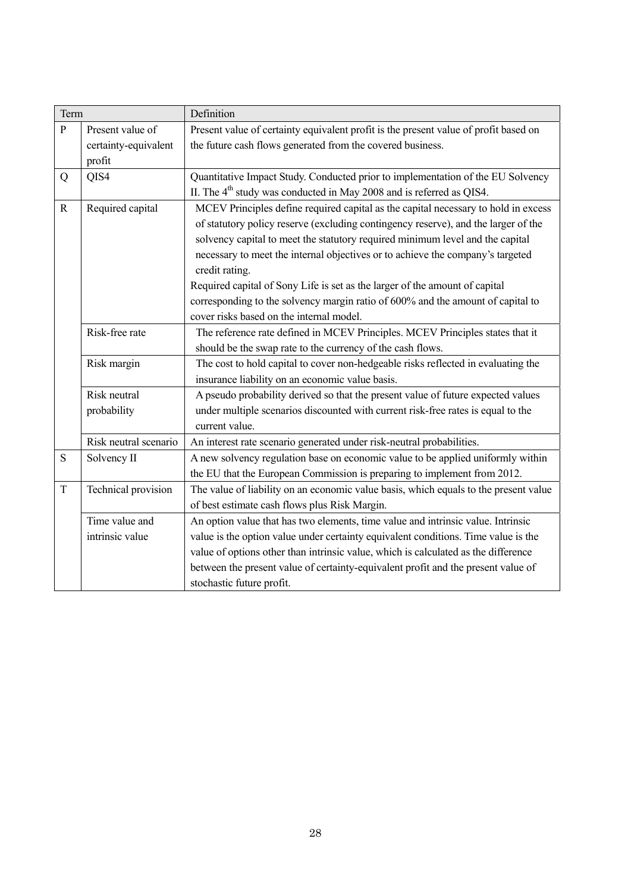| Term | | Definition |
|---|---|---|
| P | Present value of certainty-equivalent profit | Present value of certainty equivalent profit is the present value of profit based on the future cash flows generated from the covered business. |
| Q | QIS4 | Quantitative Impact Study. Conducted prior to implementation of the EU Solvency II. The 4th study was conducted in May 2008 and is referred as QIS4. |
| R | Required capital | MCEV Principles define required capital as the capital necessary to hold in excess of statutory policy reserve (excluding contingency reserve), and the larger of the solvency capital to meet the statutory required minimum level and the capital necessary to meet the internal objectives or to achieve the company's targeted credit rating. Required capital of Sony Life is set as the larger of the amount of capital corresponding to the solvency margin ratio of 600% and the amount of capital to cover risks based on the internal model. |
| | Risk-free rate | The reference rate defined in MCEV Principles. MCEV Principles states that it should be the swap rate to the currency of the cash flows. |
| | Risk margin | The cost to hold capital to cover non-hedgeable risks reflected in evaluating the insurance liability on an economic value basis. |
| | Risk neutral probability | A pseudo probability derived so that the present value of future expected values under multiple scenarios discounted with current risk-free rates is equal to the current value. |
| | Risk neutral scenario | An interest rate scenario generated under risk-neutral probabilities. |
| S | Solvency II | A new solvency regulation base on economic value to be applied uniformly within the EU that the European Commission is preparing to implement from 2012. |
| T | Technical provision | The value of liability on an economic value basis, which equals to the present value of best estimate cash flows plus Risk Margin. |
| | Time value and intrinsic value | An option value that has two elements, time value and intrinsic value. Intrinsic value is the option value under certainty equivalent conditions. Time value is the value of options other than intrinsic value, which is calculated as the difference between the present value of certainty-equivalent profit and the present value of stochastic future profit. |